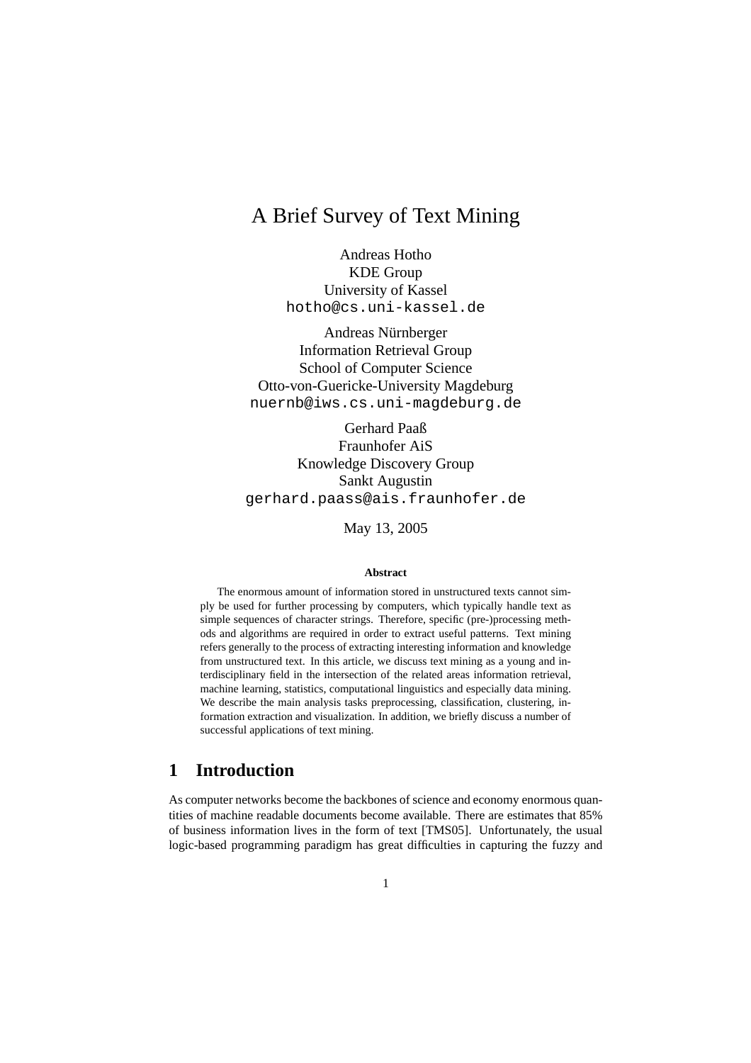# A Brief Survey of Text Mining

Andreas Hotho
KDE Group
University of Kassel
hotho@cs.uni-kassel.de

Andreas Nürnberger
Information Retrieval Group
School of Computer Science
Otto-von-Guericke-University Magdeburg
nuernb@iws.cs.uni-magdeburg.de

Gerhard Paaß
Fraunhofer AiS
Knowledge Discovery Group
Sankt Augustin
gerhard.paass@ais.fraunhofer.de

May 13, 2005

**Abstract**

The enormous amount of information stored in unstructured texts cannot simply be used for further processing by computers, which typically handle text as simple sequences of character strings. Therefore, specific (pre-)processing methods and algorithms are required in order to extract useful patterns. Text mining refers generally to the process of extracting interesting information and knowledge from unstructured text. In this article, we discuss text mining as a young and interdisciplinary field in the intersection of the related areas information retrieval, machine learning, statistics, computational linguistics and especially data mining. We describe the main analysis tasks preprocessing, classification, clustering, information extraction and visualization. In addition, we briefly discuss a number of successful applications of text mining.

## 1 Introduction

As computer networks become the backbones of science and economy enormous quantities of machine readable documents become available. There are estimates that 85% of business information lives in the form of text [TMS05]. Unfortunately, the usual logic-based programming paradigm has great difficulties in capturing the fuzzy and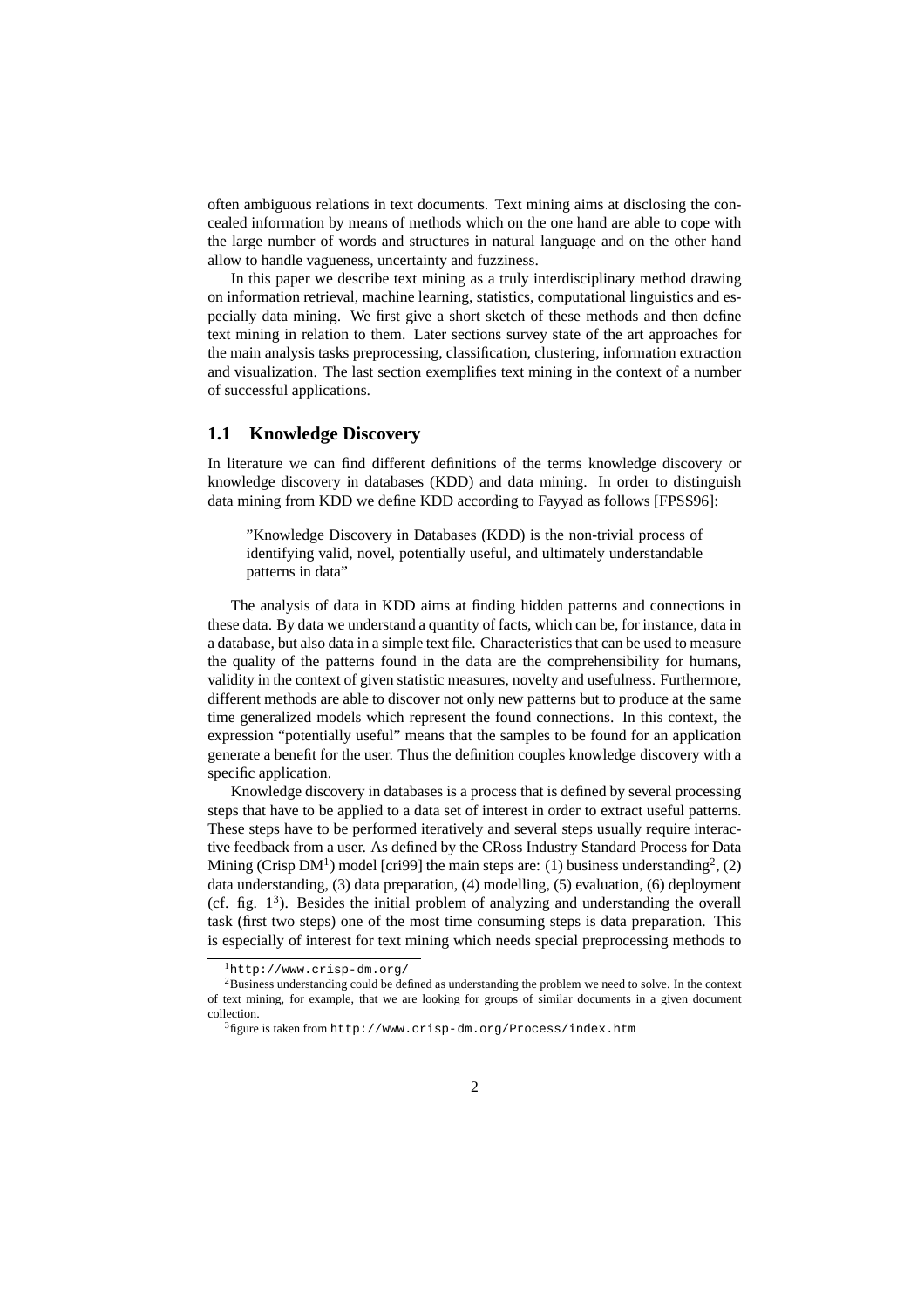often ambiguous relations in text documents. Text mining aims at disclosing the concealed information by means of methods which on the one hand are able to cope with the large number of words and structures in natural language and on the other hand allow to handle vagueness, uncertainty and fuzziness.

In this paper we describe text mining as a truly interdisciplinary method drawing on information retrieval, machine learning, statistics, computational linguistics and especially data mining. We first give a short sketch of these methods and then define text mining in relation to them. Later sections survey state of the art approaches for the main analysis tasks preprocessing, classification, clustering, information extraction and visualization. The last section exemplifies text mining in the context of a number of successful applications.

## 1.1 Knowledge Discovery

In literature we can find different definitions of the terms knowledge discovery or knowledge discovery in databases (KDD) and data mining. In order to distinguish data mining from KDD we define KDD according to Fayyad as follows [FPSS96]:

> "Knowledge Discovery in Databases (KDD) is the non-trivial process of identifying valid, novel, potentially useful, and ultimately understandable patterns in data"

The analysis of data in KDD aims at finding hidden patterns and connections in these data. By data we understand a quantity of facts, which can be, for instance, data in a database, but also data in a simple text file. Characteristics that can be used to measure the quality of the patterns found in the data are the comprehensibility for humans, validity in the context of given statistic measures, novelty and usefulness. Furthermore, different methods are able to discover not only new patterns but to produce at the same time generalized models which represent the found connections. In this context, the expression "potentially useful" means that the samples to be found for an application generate a benefit for the user. Thus the definition couples knowledge discovery with a specific application.

Knowledge discovery in databases is a process that is defined by several processing steps that have to be applied to a data set of interest in order to extract useful patterns. These steps have to be performed iteratively and several steps usually require interactive feedback from a user. As defined by the CRoss Industry Standard Process for Data Mining (Crisp DM[1]) model [cri99] the main steps are: (1) business understanding[2], (2) data understanding, (3) data preparation, (4) modelling, (5) evaluation, (6) deployment (cf. fig. 1[3]). Besides the initial problem of analyzing and understanding the overall task (first two steps) one of the most time consuming steps is data preparation. This is especially of interest for text mining which needs special preprocessing methods to

---

[1] `http://www.crisp-dm.org/`

[2] Business understanding could be defined as understanding the problem we need to solve. In the context of text mining, for example, that we are looking for groups of similar documents in a given document collection.

[3] figure is taken from `http://www.crisp-dm.org/Process/index.htm`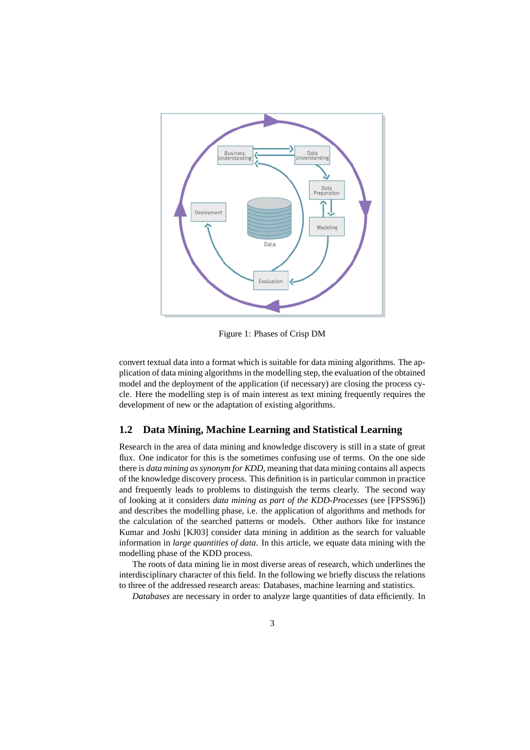Figure 1: Phases of Crisp DM

convert textual data into a format which is suitable for data mining algorithms. The application of data mining algorithms in the modelling step, the evaluation of the obtained model and the deployment of the application (if necessary) are closing the process cycle. Here the modelling step is of main interest as text mining frequently requires the development of new or the adaptation of existing algorithms.

## 1.2 Data Mining, Machine Learning and Statistical Learning

Research in the area of data mining and knowledge discovery is still in a state of great flux. One indicator for this is the sometimes confusing use of terms. On the one side there is *data mining as synonym for KDD*, meaning that data mining contains all aspects of the knowledge discovery process. This definition is in particular common in practice and frequently leads to problems to distinguish the terms clearly. The second way of looking at it considers *data mining as part of the KDD-Processes* (see [FPSS96]) and describes the modelling phase, i.e. the application of algorithms and methods for the calculation of the searched patterns or models. Other authors like for instance Kumar and Joshi [KJ03] consider data mining in addition as the search for valuable information in *large quantities of data*. In this article, we equate data mining with the modelling phase of the KDD process.

The roots of data mining lie in most diverse areas of research, which underlines the interdisciplinary character of this field. In the following we briefly discuss the relations to three of the addressed research areas: Databases, machine learning and statistics.

*Databases* are necessary in order to analyze large quantities of data efficiently. In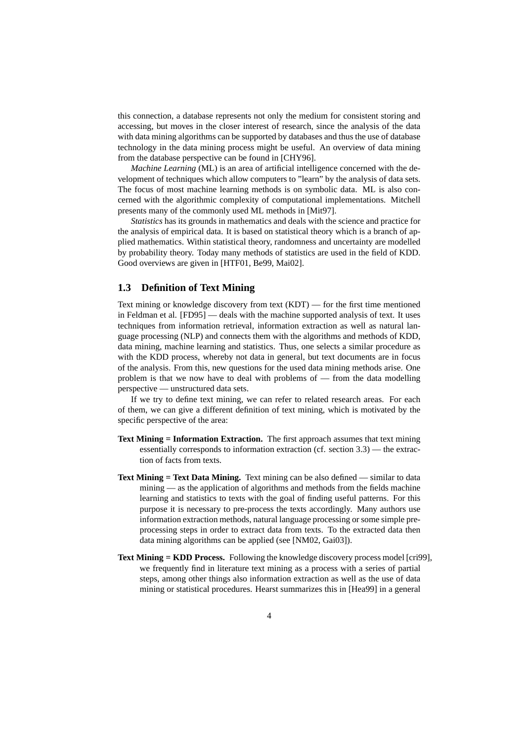this connection, a database represents not only the medium for consistent storing and accessing, but moves in the closer interest of research, since the analysis of the data with data mining algorithms can be supported by databases and thus the use of database technology in the data mining process might be useful. An overview of data mining from the database perspective can be found in [CHY96].

*Machine Learning* (ML) is an area of artificial intelligence concerned with the development of techniques which allow computers to "learn" by the analysis of data sets. The focus of most machine learning methods is on symbolic data. ML is also concerned with the algorithmic complexity of computational implementations. Mitchell presents many of the commonly used ML methods in [Mit97].

*Statistics* has its grounds in mathematics and deals with the science and practice for the analysis of empirical data. It is based on statistical theory which is a branch of applied mathematics. Within statistical theory, randomness and uncertainty are modelled by probability theory. Today many methods of statistics are used in the field of KDD. Good overviews are given in [HTF01, Be99, Mai02].

## 1.3 Definition of Text Mining

Text mining or knowledge discovery from text (KDT) — for the first time mentioned in Feldman et al. [FD95] — deals with the machine supported analysis of text. It uses techniques from information retrieval, information extraction as well as natural language processing (NLP) and connects them with the algorithms and methods of KDD, data mining, machine learning and statistics. Thus, one selects a similar procedure as with the KDD process, whereby not data in general, but text documents are in focus of the analysis. From this, new questions for the used data mining methods arise. One problem is that we now have to deal with problems of — from the data modelling perspective — unstructured data sets.

If we try to define text mining, we can refer to related research areas. For each of them, we can give a different definition of text mining, which is motivated by the specific perspective of the area:

**Text Mining = Information Extraction.** The first approach assumes that text mining essentially corresponds to information extraction (cf. section 3.3) — the extraction of facts from texts.

**Text Mining = Text Data Mining.** Text mining can be also defined — similar to data mining — as the application of algorithms and methods from the fields machine learning and statistics to texts with the goal of finding useful patterns. For this purpose it is necessary to pre-process the texts accordingly. Many authors use information extraction methods, natural language processing or some simple preprocessing steps in order to extract data from texts. To the extracted data then data mining algorithms can be applied (see [NM02, Gai03]).

**Text Mining = KDD Process.** Following the knowledge discovery process model [cri99], we frequently find in literature text mining as a process with a series of partial steps, among other things also information extraction as well as the use of data mining or statistical procedures. Hearst summarizes this in [Hea99] in a general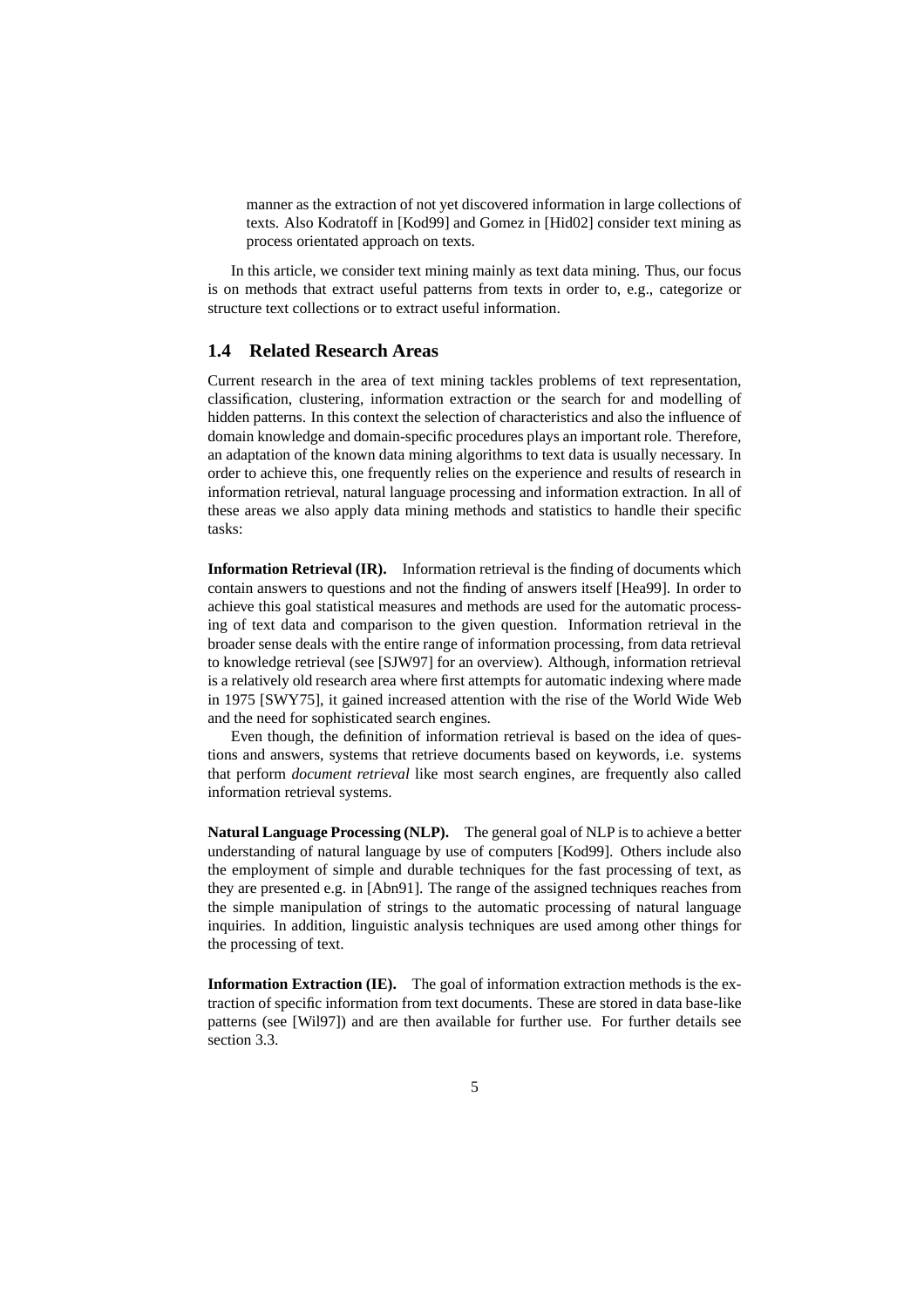manner as the extraction of not yet discovered information in large collections of texts. Also Kodratoff in [Kod99] and Gomez in [Hid02] consider text mining as process orientated approach on texts.

In this article, we consider text mining mainly as text data mining. Thus, our focus is on methods that extract useful patterns from texts in order to, e.g., categorize or structure text collections or to extract useful information.

## 1.4 Related Research Areas

Current research in the area of text mining tackles problems of text representation, classification, clustering, information extraction or the search for and modelling of hidden patterns. In this context the selection of characteristics and also the influence of domain knowledge and domain-specific procedures plays an important role. Therefore, an adaptation of the known data mining algorithms to text data is usually necessary. In order to achieve this, one frequently relies on the experience and results of research in information retrieval, natural language processing and information extraction. In all of these areas we also apply data mining methods and statistics to handle their specific tasks:

**Information Retrieval (IR).** Information retrieval is the finding of documents which contain answers to questions and not the finding of answers itself [Hea99]. In order to achieve this goal statistical measures and methods are used for the automatic processing of text data and comparison to the given question. Information retrieval in the broader sense deals with the entire range of information processing, from data retrieval to knowledge retrieval (see [SJW97] for an overview). Although, information retrieval is a relatively old research area where first attempts for automatic indexing where made in 1975 [SWY75], it gained increased attention with the rise of the World Wide Web and the need for sophisticated search engines.

Even though, the definition of information retrieval is based on the idea of questions and answers, systems that retrieve documents based on keywords, i.e. systems that perform *document retrieval* like most search engines, are frequently also called information retrieval systems.

**Natural Language Processing (NLP).** The general goal of NLP is to achieve a better understanding of natural language by use of computers [Kod99]. Others include also the employment of simple and durable techniques for the fast processing of text, as they are presented e.g. in [Abn91]. The range of the assigned techniques reaches from the simple manipulation of strings to the automatic processing of natural language inquiries. In addition, linguistic analysis techniques are used among other things for the processing of text.

**Information Extraction (IE).** The goal of information extraction methods is the extraction of specific information from text documents. These are stored in data base-like patterns (see [Wil97]) and are then available for further use. For further details see section 3.3.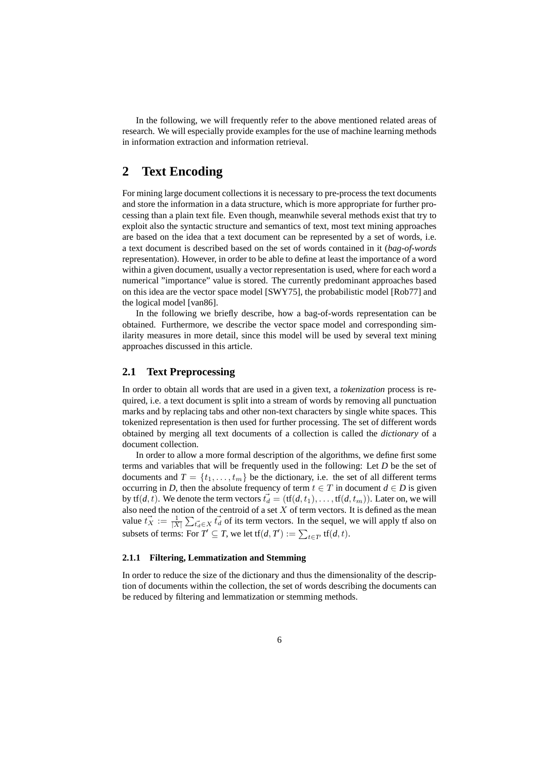In the following, we will frequently refer to the above mentioned related areas of research. We will especially provide examples for the use of machine learning methods in information extraction and information retrieval.

## 2 Text Encoding

For mining large document collections it is necessary to pre-process the text documents and store the information in a data structure, which is more appropriate for further processing than a plain text file. Even though, meanwhile several methods exist that try to exploit also the syntactic structure and semantics of text, most text mining approaches are based on the idea that a text document can be represented by a set of words, i.e. a text document is described based on the set of words contained in it (*bag-of-words* representation). However, in order to be able to define at least the importance of a word within a given document, usually a vector representation is used, where for each word a numerical "importance" value is stored. The currently predominant approaches based on this idea are the vector space model [SWY75], the probabilistic model [Rob77] and the logical model [van86].

In the following we briefly describe, how a bag-of-words representation can be obtained. Furthermore, we describe the vector space model and corresponding similarity measures in more detail, since this model will be used by several text mining approaches discussed in this article.

### 2.1 Text Preprocessing

In order to obtain all words that are used in a given text, a *tokenization* process is required, i.e. a text document is split into a stream of words by removing all punctuation marks and by replacing tabs and other non-text characters by single white spaces. This tokenized representation is then used for further processing. The set of different words obtained by merging all text documents of a collection is called the *dictionary* of a document collection.

In order to allow a more formal description of the algorithms, we define first some terms and variables that will be frequently used in the following: Let $D$ be the set of documents and $T = \{t_1, \ldots, t_m\}$ be the dictionary, i.e. the set of all different terms occurring in $D$, then the absolute frequency of term $t \in T$ in document $d \in D$ is given by $\text{tf}(d,t)$. We denote the term vectors $\vec{t_d} = (\text{tf}(d,t_1), \ldots, \text{tf}(d,t_m))$. Later on, we will also need the notion of the centroid of a set $X$ of term vectors. It is defined as the mean value $\vec{t_X} := \frac{1}{|X|}\sum_{\vec{t_d} \in X} \vec{t_d}$ of its term vectors. In the sequel, we will apply tf also on subsets of terms: For $T' \subseteq T$, we let $\text{tf}(d,T') := \sum_{t \in T'} \text{tf}(d,t)$.

#### 2.1.1 Filtering, Lemmatization and Stemming

In order to reduce the size of the dictionary and thus the dimensionality of the description of documents within the collection, the set of words describing the documents can be reduced by filtering and lemmatization or stemming methods.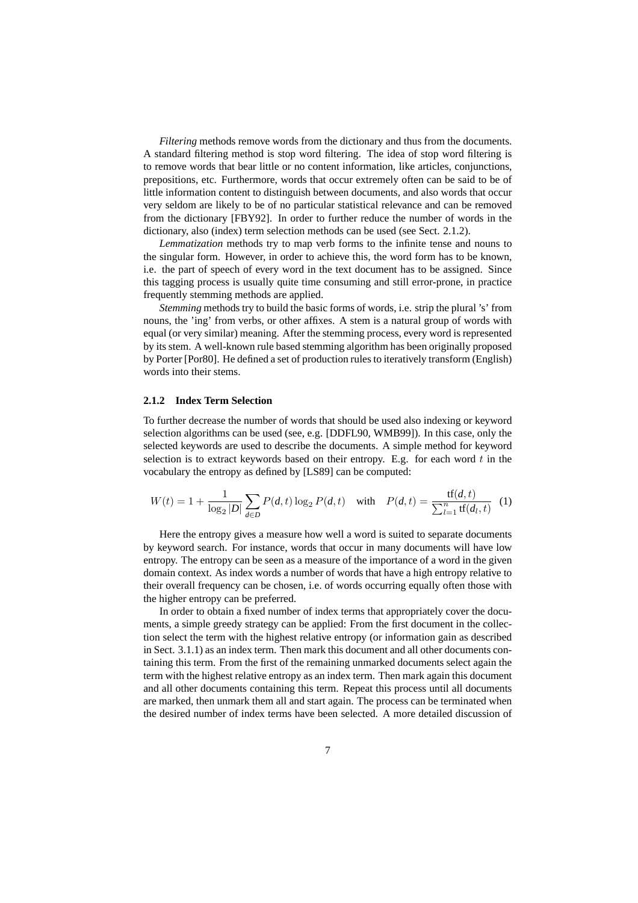*Filtering* methods remove words from the dictionary and thus from the documents. A standard filtering method is stop word filtering. The idea of stop word filtering is to remove words that bear little or no content information, like articles, conjunctions, prepositions, etc. Furthermore, words that occur extremely often can be said to be of little information content to distinguish between documents, and also words that occur very seldom are likely to be of no particular statistical relevance and can be removed from the dictionary [FBY92]. In order to further reduce the number of words in the dictionary, also (index) term selection methods can be used (see Sect. 2.1.2).

*Lemmatization* methods try to map verb forms to the infinite tense and nouns to the singular form. However, in order to achieve this, the word form has to be known, i.e. the part of speech of every word in the text document has to be assigned. Since this tagging process is usually quite time consuming and still error-prone, in practice frequently stemming methods are applied.

*Stemming* methods try to build the basic forms of words, i.e. strip the plural 's' from nouns, the 'ing' from verbs, or other affixes. A stem is a natural group of words with equal (or very similar) meaning. After the stemming process, every word is represented by its stem. A well-known rule based stemming algorithm has been originally proposed by Porter [Por80]. He defined a set of production rules to iteratively transform (English) words into their stems.

### 2.1.2 Index Term Selection

To further decrease the number of words that should be used also indexing or keyword selection algorithms can be used (see, e.g. [DDFL90, WMB99]). In this case, only the selected keywords are used to describe the documents. A simple method for keyword selection is to extract keywords based on their entropy. E.g. for each word $t$ in the vocabulary the entropy as defined by [LS89] can be computed:

$$W(t) = 1 + \frac{1}{\log_2 |D|} \sum_{d \in D} P(d,t) \log_2 P(d,t) \quad \text{with} \quad P(d,t) = \frac{\text{tf}(d,t)}{\sum_{l=1}^{n} \text{tf}(d_l,t)} \quad (1)$$

Here the entropy gives a measure how well a word is suited to separate documents by keyword search. For instance, words that occur in many documents will have low entropy. The entropy can be seen as a measure of the importance of a word in the given domain context. As index words a number of words that have a high entropy relative to their overall frequency can be chosen, i.e. of words occurring equally often those with the higher entropy can be preferred.

In order to obtain a fixed number of index terms that appropriately cover the documents, a simple greedy strategy can be applied: From the first document in the collection select the term with the highest relative entropy (or information gain as described in Sect. 3.1.1) as an index term. Then mark this document and all other documents containing this term. From the first of the remaining unmarked documents select again the term with the highest relative entropy as an index term. Then mark again this document and all other documents containing this term. Repeat this process until all documents are marked, then unmark them all and start again. The process can be terminated when the desired number of index terms have been selected. A more detailed discussion of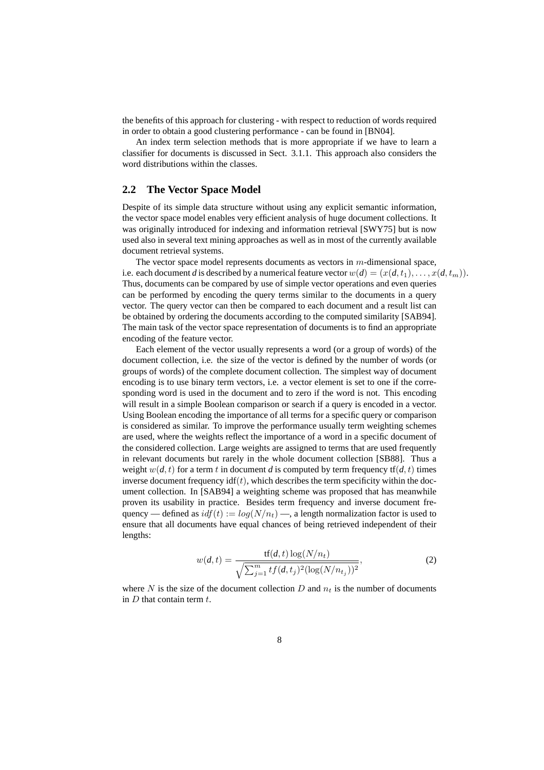the benefits of this approach for clustering - with respect to reduction of words required in order to obtain a good clustering performance - can be found in [BN04].

An index term selection methods that is more appropriate if we have to learn a classifier for documents is discussed in Sect. 3.1.1. This approach also considers the word distributions within the classes.

## 2.2 The Vector Space Model

Despite of its simple data structure without using any explicit semantic information, the vector space model enables very efficient analysis of huge document collections. It was originally introduced for indexing and information retrieval [SWY75] but is now used also in several text mining approaches as well as in most of the currently available document retrieval systems.

The vector space model represents documents as vectors in $m$-dimensional space, i.e. each document *d* is described by a numerical feature vector $w(d) = (x(d, t_1), \ldots, x(d, t_m))$. Thus, documents can be compared by use of simple vector operations and even queries can be performed by encoding the query terms similar to the documents in a query vector. The query vector can then be compared to each document and a result list can be obtained by ordering the documents according to the computed similarity [SAB94]. The main task of the vector space representation of documents is to find an appropriate encoding of the feature vector.

Each element of the vector usually represents a word (or a group of words) of the document collection, i.e. the size of the vector is defined by the number of words (or groups of words) of the complete document collection. The simplest way of document encoding is to use binary term vectors, i.e. a vector element is set to one if the corresponding word is used in the document and to zero if the word is not. This encoding will result in a simple Boolean comparison or search if a query is encoded in a vector. Using Boolean encoding the importance of all terms for a specific query or comparison is considered as similar. To improve the performance usually term weighting schemes are used, where the weights reflect the importance of a word in a specific document of the considered collection. Large weights are assigned to terms that are used frequently in relevant documents but rarely in the whole document collection [SB88]. Thus a weight $w(d, t)$ for a term $t$ in document *d* is computed by term frequency $\text{tf}(d, t)$ times inverse document frequency $\text{idf}(t)$, which describes the term specificity within the document collection. In [SAB94] a weighting scheme was proposed that has meanwhile proven its usability in practice. Besides term frequency and inverse document frequency — defined as $idf(t) := log(N/n_t)$ —, a length normalization factor is used to ensure that all documents have equal chances of being retrieved independent of their lengths:

$$w(d, t) = \frac{\text{tf}(d, t) \log(N/n_t)}{\sqrt{\sum_{j=1}^{m} tf(d, t_j)^2 (\log(N/n_{t_j}))^2}}, \tag{2}$$

where $N$ is the size of the document collection $D$ and $n_t$ is the number of documents in $D$ that contain term $t$.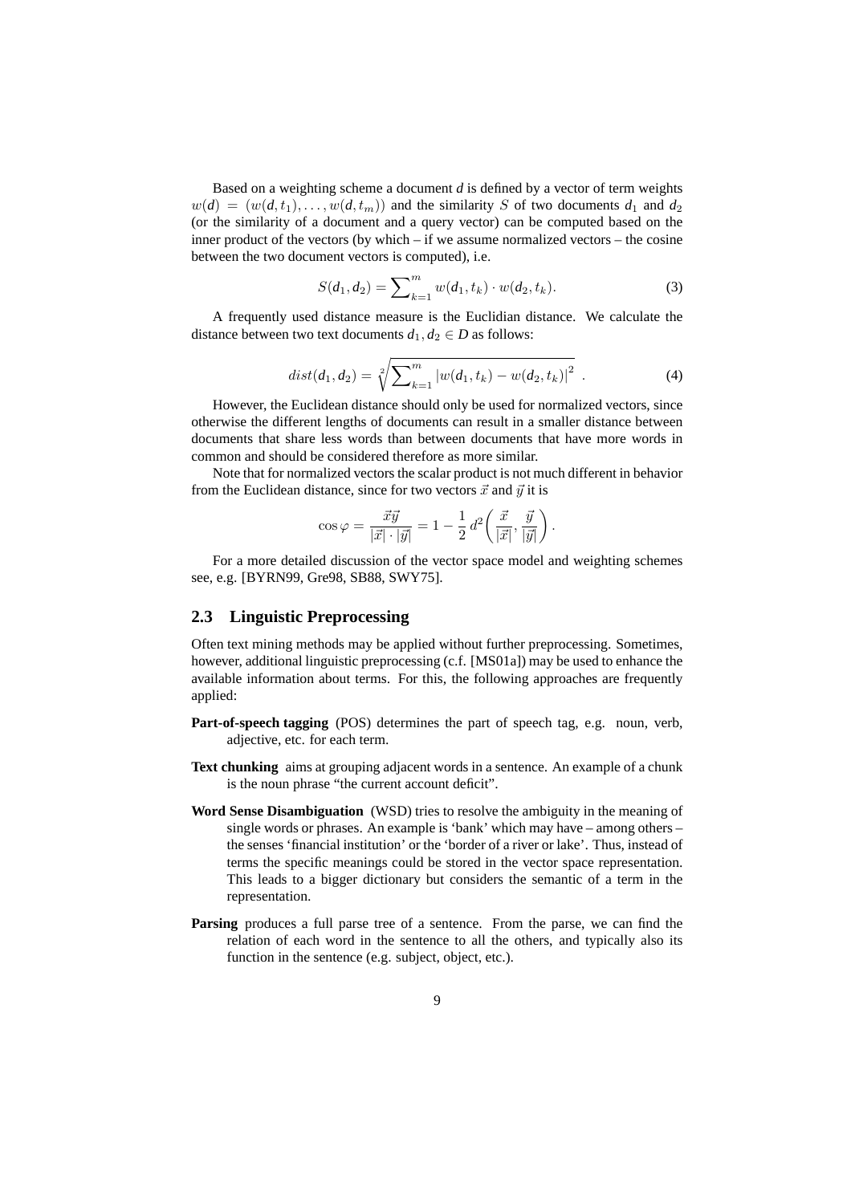Based on a weighting scheme a document $d$ is defined by a vector of term weights $w(d) = (w(d, t_1), \ldots, w(d, t_m))$ and the similarity $S$ of two documents $d_1$ and $d_2$ (or the similarity of a document and a query vector) can be computed based on the inner product of the vectors (by which – if we assume normalized vectors – the cosine between the two document vectors is computed), i.e.

$$S(d_1, d_2) = \sum\nolimits_{k=1}^{m} w(d_1, t_k) \cdot w(d_2, t_k). \tag{3}$$

A frequently used distance measure is the Euclidian distance. We calculate the distance between two text documents $d_1, d_2 \in D$ as follows:

$$dist(d_1, d_2) = \sqrt[2]{\sum\nolimits_{k=1}^{m} |w(d_1, t_k) - w(d_2, t_k)|^2} \ . \tag{4}$$

However, the Euclidean distance should only be used for normalized vectors, since otherwise the different lengths of documents can result in a smaller distance between documents that share less words than between documents that have more words in common and should be considered therefore as more similar.

Note that for normalized vectors the scalar product is not much different in behavior from the Euclidean distance, since for two vectors $\vec{x}$ and $\vec{y}$ it is

$$\cos\varphi = \frac{\vec{x}\vec{y}}{|\vec{x}| \cdot |\vec{y}|} = 1 - \frac{1}{2}\, d^2\!\left(\frac{\vec{x}}{|\vec{x}|}, \frac{\vec{y}}{|\vec{y}|}\right).$$

For a more detailed discussion of the vector space model and weighting schemes see, e.g. [BYRN99, Gre98, SB88, SWY75].

## 2.3 Linguistic Preprocessing

Often text mining methods may be applied without further preprocessing. Sometimes, however, additional linguistic preprocessing (c.f. [MS01a]) may be used to enhance the available information about terms. For this, the following approaches are frequently applied:

**Part-of-speech tagging** (POS) determines the part of speech tag, e.g. noun, verb, adjective, etc. for each term.

**Text chunking** aims at grouping adjacent words in a sentence. An example of a chunk is the noun phrase "the current account deficit".

**Word Sense Disambiguation** (WSD) tries to resolve the ambiguity in the meaning of single words or phrases. An example is 'bank' which may have – among others – the senses 'financial institution' or the 'border of a river or lake'. Thus, instead of terms the specific meanings could be stored in the vector space representation. This leads to a bigger dictionary but considers the semantic of a term in the representation.

**Parsing** produces a full parse tree of a sentence. From the parse, we can find the relation of each word in the sentence to all the others, and typically also its function in the sentence (e.g. subject, object, etc.).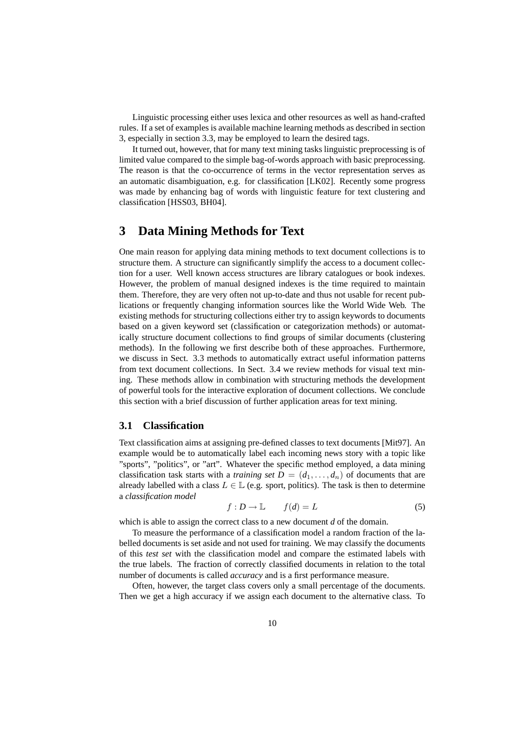Linguistic processing either uses lexica and other resources as well as hand-crafted rules. If a set of examples is available machine learning methods as described in section 3, especially in section 3.3, may be employed to learn the desired tags.

It turned out, however, that for many text mining tasks linguistic preprocessing is of limited value compared to the simple bag-of-words approach with basic preprocessing. The reason is that the co-occurrence of terms in the vector representation serves as an automatic disambiguation, e.g. for classification [LK02]. Recently some progress was made by enhancing bag of words with linguistic feature for text clustering and classification [HSS03, BH04].

# 3 Data Mining Methods for Text

One main reason for applying data mining methods to text document collections is to structure them. A structure can significantly simplify the access to a document collection for a user. Well known access structures are library catalogues or book indexes. However, the problem of manual designed indexes is the time required to maintain them. Therefore, they are very often not up-to-date and thus not usable for recent publications or frequently changing information sources like the World Wide Web. The existing methods for structuring collections either try to assign keywords to documents based on a given keyword set (classification or categorization methods) or automatically structure document collections to find groups of similar documents (clustering methods). In the following we first describe both of these approaches. Furthermore, we discuss in Sect. 3.3 methods to automatically extract useful information patterns from text document collections. In Sect. 3.4 we review methods for visual text mining. These methods allow in combination with structuring methods the development of powerful tools for the interactive exploration of document collections. We conclude this section with a brief discussion of further application areas for text mining.

## 3.1 Classification

Text classification aims at assigning pre-defined classes to text documents [Mit97]. An example would be to automatically label each incoming news story with a topic like "sports", "politics", or "art". Whatever the specific method employed, a data mining classification task starts with a *training set* $D = (d_1, \ldots, d_n)$ of documents that are already labelled with a class $L \in \mathbb{L}$ (e.g. sport, politics). The task is then to determine a *classification model*

$$f : D \rightarrow \mathbb{L} \qquad f(d) = L \tag{5}$$

which is able to assign the correct class to a new document $d$ of the domain.

To measure the performance of a classification model a random fraction of the labelled documents is set aside and not used for training. We may classify the documents of this *test set* with the classification model and compare the estimated labels with the true labels. The fraction of correctly classified documents in relation to the total number of documents is called *accuracy* and is a first performance measure.

Often, however, the target class covers only a small percentage of the documents. Then we get a high accuracy if we assign each document to the alternative class. To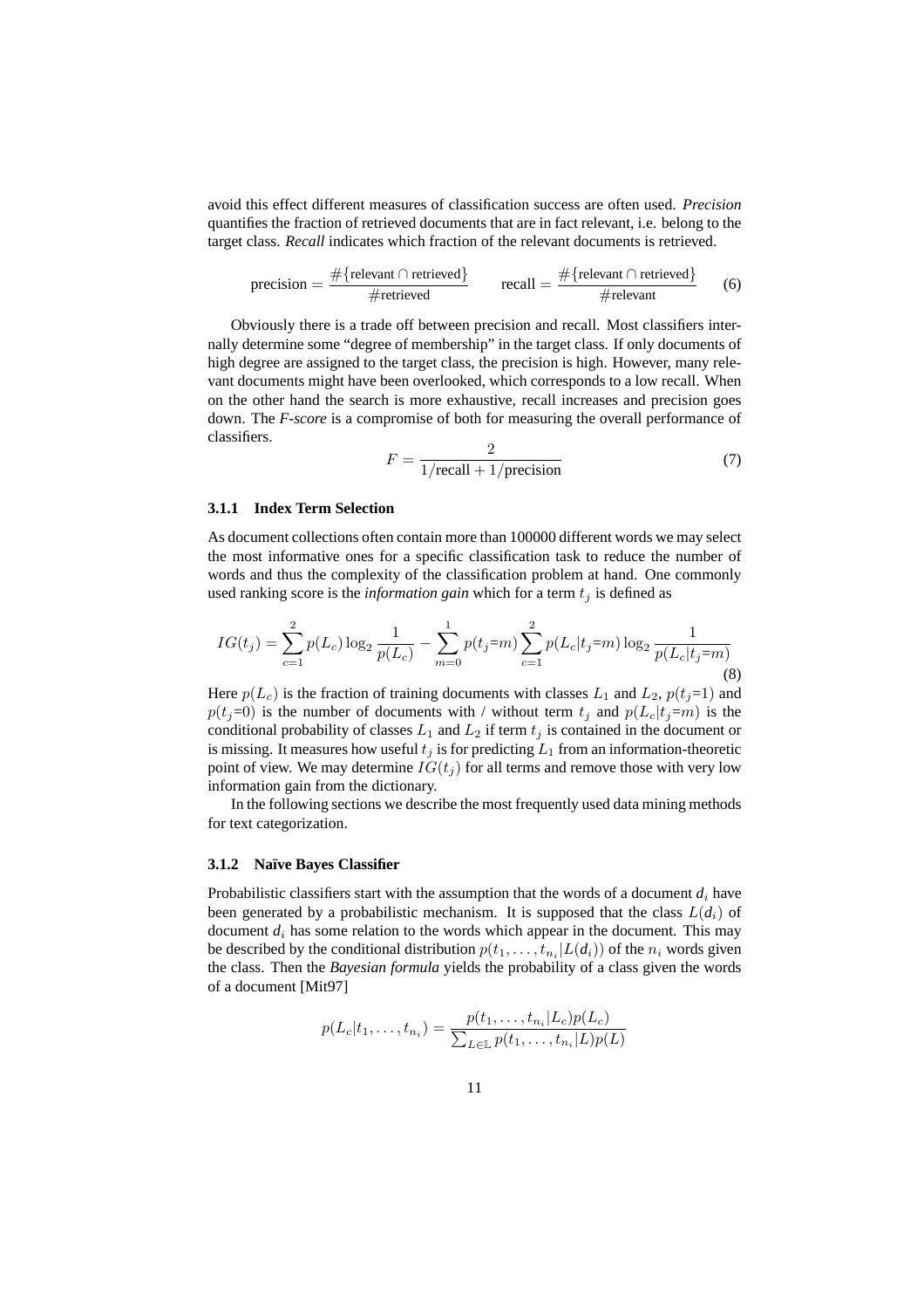avoid this effect different measures of classification success are often used. *Precision* quantifies the fraction of retrieved documents that are in fact relevant, i.e. belong to the target class. *Recall* indicates which fraction of the relevant documents is retrieved.

$$\text{precision} = \frac{\#\{\text{relevant} \cap \text{retrieved}\}}{\#\text{retrieved}} \qquad \text{recall} = \frac{\#\{\text{relevant} \cap \text{retrieved}\}}{\#\text{relevant}} \tag{6}$$

Obviously there is a trade off between precision and recall. Most classifiers internally determine some "degree of membership" in the target class. If only documents of high degree are assigned to the target class, the precision is high. However, many relevant documents might have been overlooked, which corresponds to a low recall. When on the other hand the search is more exhaustive, recall increases and precision goes down. The *F-score* is a compromise of both for measuring the overall performance of classifiers.

$$F = \frac{2}{1/\text{recall} + 1/\text{precision}} \tag{7}$$

#### 3.1.1 Index Term Selection

As document collections often contain more than 100000 different words we may select the most informative ones for a specific classification task to reduce the number of words and thus the complexity of the classification problem at hand. One commonly used ranking score is the *information gain* which for a term $t_j$ is defined as

$$IG(t_j) = \sum_{c=1}^{2} p(L_c) \log_2 \frac{1}{p(L_c)} - \sum_{m=0}^{1} p(t_j{=}m) \sum_{c=1}^{2} p(L_c|t_j{=}m) \log_2 \frac{1}{p(L_c|t_j{=}m)} \tag{8}$$

Here $p(L_c)$ is the fraction of training documents with classes $L_1$ and $L_2$, $p(t_j{=}1)$ and $p(t_j{=}0)$ is the number of documents with / without term $t_j$ and $p(L_c|t_j{=}m)$ is the conditional probability of classes $L_1$ and $L_2$ if term $t_j$ is contained in the document or is missing. It measures how useful $t_j$ is for predicting $L_1$ from an information-theoretic point of view. We may determine $IG(t_j)$ for all terms and remove those with very low information gain from the dictionary.

In the following sections we describe the most frequently used data mining methods for text categorization.

#### 3.1.2 Naïve Bayes Classifier

Probabilistic classifiers start with the assumption that the words of a document $d_i$ have been generated by a probabilistic mechanism. It is supposed that the class $L(d_i)$ of document $d_i$ has some relation to the words which appear in the document. This may be described by the conditional distribution $p(t_1, \ldots, t_{n_i}|L(d_i))$ of the $n_i$ words given the class. Then the *Bayesian formula* yields the probability of a class given the words of a document [Mit97]

$$p(L_c|t_1, \ldots, t_{n_i}) = \frac{p(t_1, \ldots, t_{n_i}|L_c)p(L_c)}{\sum_{L \in \mathbb{L}} p(t_1, \ldots, t_{n_i}|L)p(L)}$$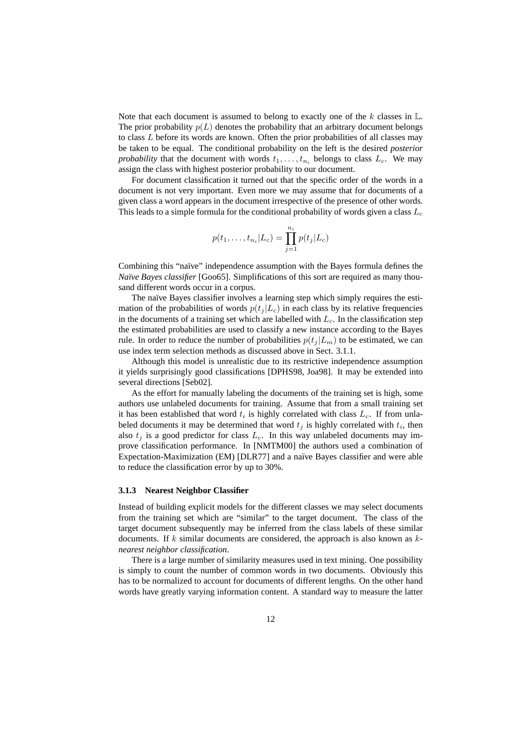Note that each document is assumed to belong to exactly one of the $k$ classes in $\mathbb{L}$. The prior probability $p(L)$ denotes the probability that an arbitrary document belongs to class $L$ before its words are known. Often the prior probabilities of all classes may be taken to be equal. The conditional probability on the left is the desired *posterior probability* that the document with words $t_1, \ldots, t_{n_i}$ belongs to class $L_c$. We may assign the class with highest posterior probability to our document.

For document classification it turned out that the specific order of the words in a document is not very important. Even more we may assume that for documents of a given class a word appears in the document irrespective of the presence of other words. This leads to a simple formula for the conditional probability of words given a class $L_c$

$$p(t_1, \ldots, t_{n_i}|L_c) = \prod_{j=1}^{n_i} p(t_j|L_c)$$

Combining this "naïve" independence assumption with the Bayes formula defines the *Naïve Bayes classifier* [Goo65]. Simplifications of this sort are required as many thousand different words occur in a corpus.

The naïve Bayes classifier involves a learning step which simply requires the estimation of the probabilities of words $p(t_j|L_c)$ in each class by its relative frequencies in the documents of a training set which are labelled with $L_c$. In the classification step the estimated probabilities are used to classify a new instance according to the Bayes rule. In order to reduce the number of probabilities $p(t_j|L_m)$ to be estimated, we can use index term selection methods as discussed above in Sect. 3.1.1.

Although this model is unrealistic due to its restrictive independence assumption it yields surprisingly good classifications [DPHS98, Joa98]. It may be extended into several directions [Seb02].

As the effort for manually labeling the documents of the training set is high, some authors use unlabeled documents for training. Assume that from a small training set it has been established that word $t_i$ is highly correlated with class $L_c$. If from unlabeled documents it may be determined that word $t_j$ is highly correlated with $t_i$, then also $t_j$ is a good predictor for class $L_c$. In this way unlabeled documents may improve classification performance. In [NMTM00] the authors used a combination of Expectation-Maximization (EM) [DLR77] and a naïve Bayes classifier and were able to reduce the classification error by up to 30%.

### 3.1.3 Nearest Neighbor Classifier

Instead of building explicit models for the different classes we may select documents from the training set which are "similar" to the target document. The class of the target document subsequently may be inferred from the class labels of these similar documents. If $k$ similar documents are considered, the approach is also known as *$k$-nearest neighbor classification*.

There is a large number of similarity measures used in text mining. One possibility is simply to count the number of common words in two documents. Obviously this has to be normalized to account for documents of different lengths. On the other hand words have greatly varying information content. A standard way to measure the latter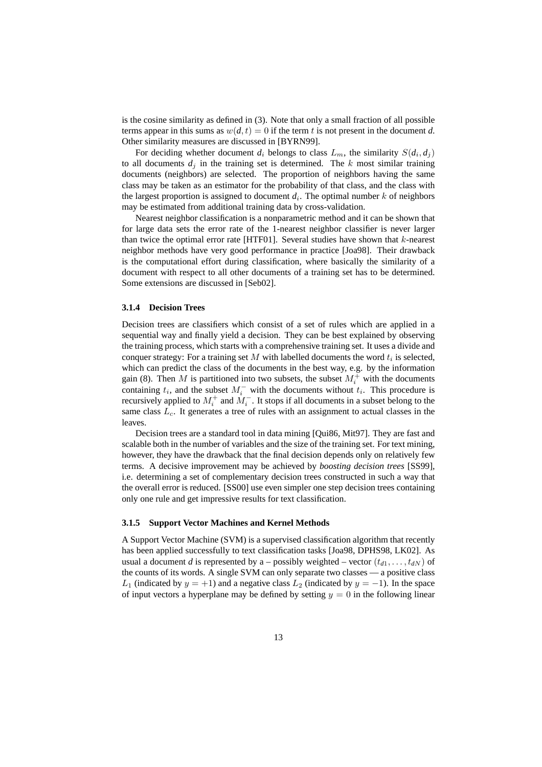is the cosine similarity as defined in (3). Note that only a small fraction of all possible terms appear in this sums as $w(d, t) = 0$ if the term $t$ is not present in the document $d$. Other similarity measures are discussed in [BYRN99].

For deciding whether document $d_i$ belongs to class $L_m$, the similarity $S(d_i, d_j)$ to all documents $d_j$ in the training set is determined. The $k$ most similar training documents (neighbors) are selected. The proportion of neighbors having the same class may be taken as an estimator for the probability of that class, and the class with the largest proportion is assigned to document $d_i$. The optimal number $k$ of neighbors may be estimated from additional training data by cross-validation.

Nearest neighbor classification is a nonparametric method and it can be shown that for large data sets the error rate of the 1-nearest neighbor classifier is never larger than twice the optimal error rate [HTF01]. Several studies have shown that $k$-nearest neighbor methods have very good performance in practice [Joa98]. Their drawback is the computational effort during classification, where basically the similarity of a document with respect to all other documents of a training set has to be determined. Some extensions are discussed in [Seb02].

### 3.1.4 Decision Trees

Decision trees are classifiers which consist of a set of rules which are applied in a sequential way and finally yield a decision. They can be best explained by observing the training process, which starts with a comprehensive training set. It uses a divide and conquer strategy: For a training set $M$ with labelled documents the word $t_i$ is selected, which can predict the class of the documents in the best way, e.g. by the information gain (8). Then $M$ is partitioned into two subsets, the subset $M_i^+$ with the documents containing $t_i$, and the subset $M_i^-$ with the documents without $t_i$. This procedure is recursively applied to $M_i^+$ and $M_i^-$. It stops if all documents in a subset belong to the same class $L_c$. It generates a tree of rules with an assignment to actual classes in the leaves.

Decision trees are a standard tool in data mining [Qui86, Mit97]. They are fast and scalable both in the number of variables and the size of the training set. For text mining, however, they have the drawback that the final decision depends only on relatively few terms. A decisive improvement may be achieved by *boosting decision trees* [SS99], i.e. determining a set of complementary decision trees constructed in such a way that the overall error is reduced. [SS00] use even simpler one step decision trees containing only one rule and get impressive results for text classification.

### 3.1.5 Support Vector Machines and Kernel Methods

A Support Vector Machine (SVM) is a supervised classification algorithm that recently has been applied successfully to text classification tasks [Joa98, DPHS98, LK02]. As usual a document $d$ is represented by a – possibly weighted – vector $(t_{d1}, \ldots, t_{dN})$ of the counts of its words. A single SVM can only separate two classes — a positive class $L_1$ (indicated by $y = +1$) and a negative class $L_2$ (indicated by $y = -1$). In the space of input vectors a hyperplane may be defined by setting $y = 0$ in the following linear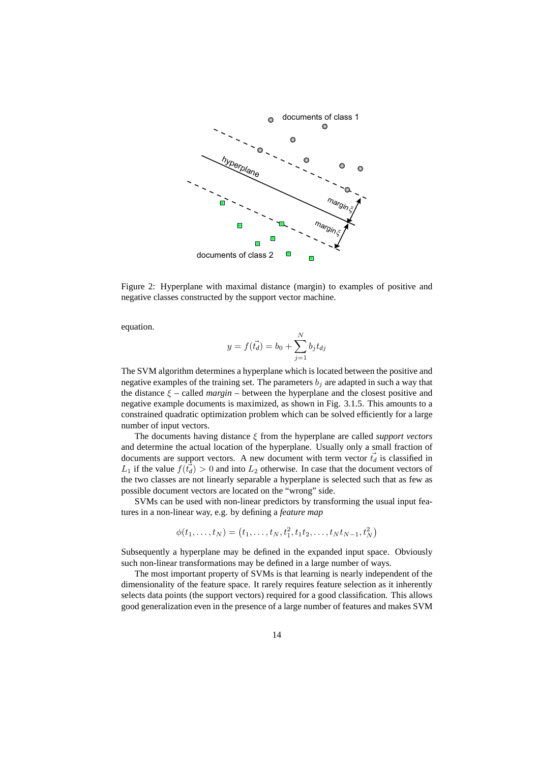Figure 2: Hyperplane with maximal distance (margin) to examples of positive and negative classes constructed by the support vector machine.

equation.

$$y = f(\vec{t_d}) = b_0 + \sum_{j=1}^{N} b_j t_{dj}$$

The SVM algorithm determines a hyperplane which is located between the positive and negative examples of the training set. The parameters $b_j$ are adapted in such a way that the distance $\xi$ – called *margin* – between the hyperplane and the closest positive and negative example documents is maximized, as shown in Fig. 3.1.5. This amounts to a constrained quadratic optimization problem which can be solved efficiently for a large number of input vectors.

The documents having distance $\xi$ from the hyperplane are called *support vectors* and determine the actual location of the hyperplane. Usually only a small fraction of documents are support vectors. A new document with term vector $\vec{t_d}$ is classified in $L_1$ if the value $f(\vec{t_d}) > 0$ and into $L_2$ otherwise. In case that the document vectors of the two classes are not linearly separable a hyperplane is selected such that as few as possible document vectors are located on the "wrong" side.

SVMs can be used with non-linear predictors by transforming the usual input features in a non-linear way, e.g. by defining a *feature map*

$$\phi(t_1, \ldots, t_N) = \left(t_1, \ldots, t_N, t_1^2, t_1 t_2, \ldots, t_N t_{N-1}, t_N^2\right)$$

Subsequently a hyperplane may be defined in the expanded input space. Obviously such non-linear transformations may be defined in a large number of ways.

The most important property of SVMs is that learning is nearly independent of the dimensionality of the feature space. It rarely requires feature selection as it inherently selects data points (the support vectors) required for a good classification. This allows good generalization even in the presence of a large number of features and makes SVM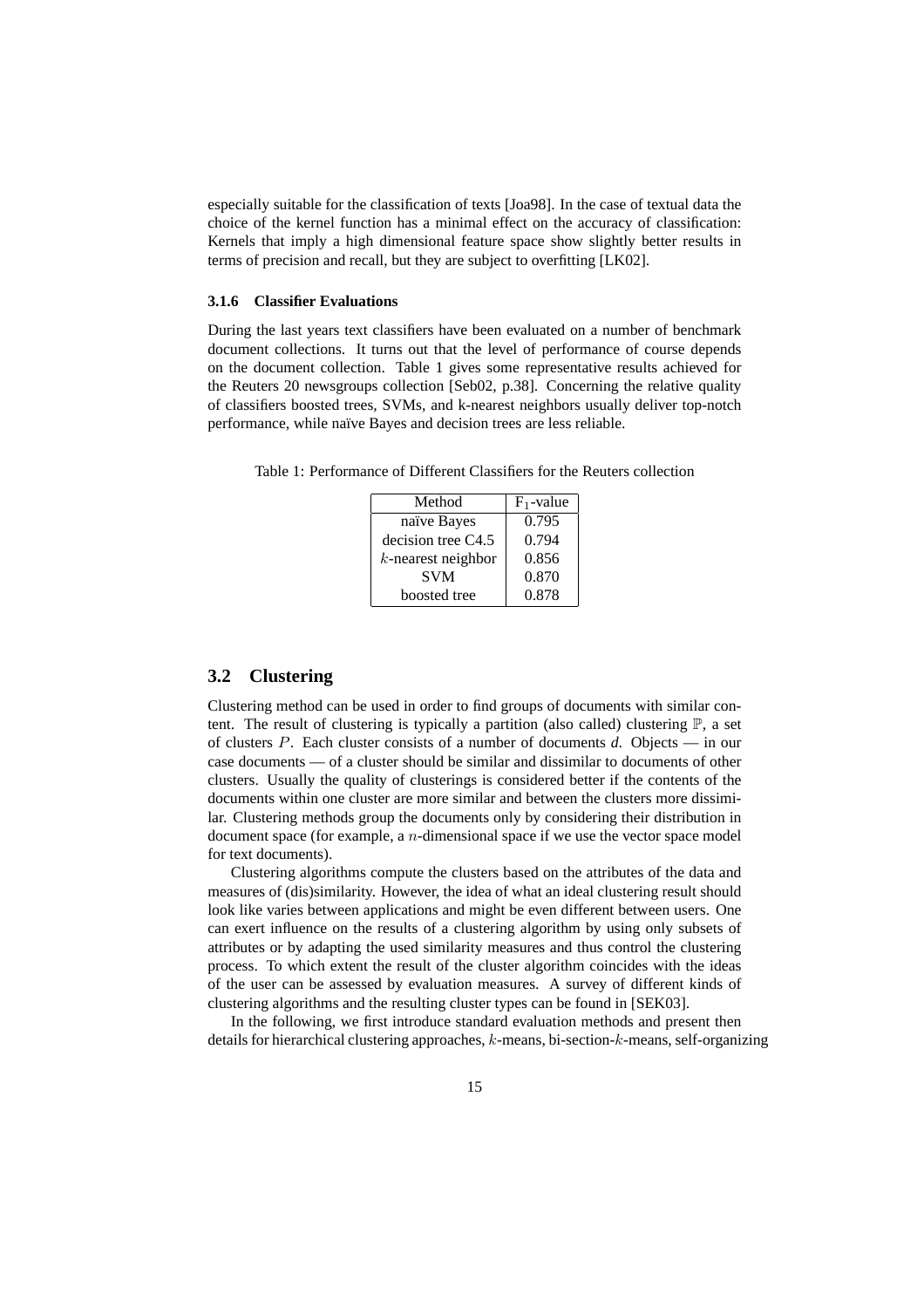especially suitable for the classification of texts [Joa98]. In the case of textual data the choice of the kernel function has a minimal effect on the accuracy of classification: Kernels that imply a high dimensional feature space show slightly better results in terms of precision and recall, but they are subject to overfitting [LK02].

### 3.1.6 Classifier Evaluations

During the last years text classifiers have been evaluated on a number of benchmark document collections. It turns out that the level of performance of course depends on the document collection. Table 1 gives some representative results achieved for the Reuters 20 newsgroups collection [Seb02, p.38]. Concerning the relative quality of classifiers boosted trees, SVMs, and k-nearest neighbors usually deliver top-notch performance, while naïve Bayes and decision trees are less reliable.

Table 1: Performance of Different Classifiers for the Reuters collection

| Method | $F_1$-value |
|---|---|
| naïve Bayes | 0.795 |
| decision tree C4.5 | 0.794 |
| $k$-nearest neighbor | 0.856 |
| SVM | 0.870 |
| boosted tree | 0.878 |

## 3.2 Clustering

Clustering method can be used in order to find groups of documents with similar content. The result of clustering is typically a partition (also called) clustering $\mathbb{P}$, a set of clusters $P$. Each cluster consists of a number of documents *d*. Objects — in our case documents — of a cluster should be similar and dissimilar to documents of other clusters. Usually the quality of clusterings is considered better if the contents of the documents within one cluster are more similar and between the clusters more dissimilar. Clustering methods group the documents only by considering their distribution in document space (for example, a $n$-dimensional space if we use the vector space model for text documents).

Clustering algorithms compute the clusters based on the attributes of the data and measures of (dis)similarity. However, the idea of what an ideal clustering result should look like varies between applications and might be even different between users. One can exert influence on the results of a clustering algorithm by using only subsets of attributes or by adapting the used similarity measures and thus control the clustering process. To which extent the result of the cluster algorithm coincides with the ideas of the user can be assessed by evaluation measures. A survey of different kinds of clustering algorithms and the resulting cluster types can be found in [SEK03].

In the following, we first introduce standard evaluation methods and present then details for hierarchical clustering approaches, $k$-means, bi-section-$k$-means, self-organizing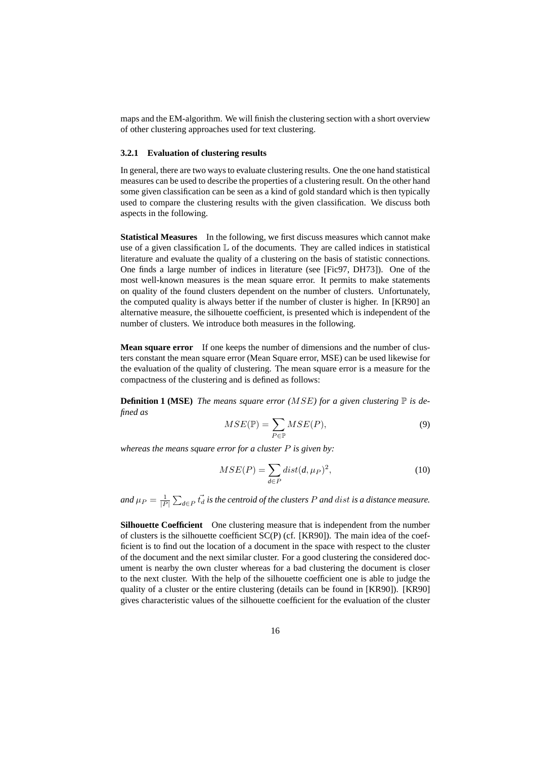maps and the EM-algorithm. We will finish the clustering section with a short overview of other clustering approaches used for text clustering.

### 3.2.1 Evaluation of clustering results

In general, there are two ways to evaluate clustering results. One the one hand statistical measures can be used to describe the properties of a clustering result. On the other hand some given classification can be seen as a kind of gold standard which is then typically used to compare the clustering results with the given classification. We discuss both aspects in the following.

**Statistical Measures** In the following, we first discuss measures which cannot make use of a given classification $\mathbb{L}$ of the documents. They are called indices in statistical literature and evaluate the quality of a clustering on the basis of statistic connections. One finds a large number of indices in literature (see [Fic97, DH73]). One of the most well-known measures is the mean square error. It permits to make statements on quality of the found clusters dependent on the number of clusters. Unfortunately, the computed quality is always better if the number of cluster is higher. In [KR90] an alternative measure, the silhouette coefficient, is presented which is independent of the number of clusters. We introduce both measures in the following.

**Mean square error** If one keeps the number of dimensions and the number of clusters constant the mean square error (Mean Square error, MSE) can be used likewise for the evaluation of the quality of clustering. The mean square error is a measure for the compactness of the clustering and is defined as follows:

**Definition 1 (MSE)** *The means square error ($MSE$) for a given clustering $\mathbb{P}$ is defined as*

$$MSE(\mathbb{P}) = \sum_{P \in \mathbb{P}} MSE(P), \tag{9}$$

*whereas the means square error for a cluster $P$ is given by:*

$$MSE(P) = \sum_{d \in P} dist(d, \mu_P)^2, \tag{10}$$

*and $\mu_P = \frac{1}{|P|} \sum_{d \in P} \vec{t_d}$ is the centroid of the clusters $P$ and $dist$ is a distance measure.*

**Silhouette Coefficient** One clustering measure that is independent from the number of clusters is the silhouette coefficient SC(P) (cf. [KR90]). The main idea of the coefficient is to find out the location of a document in the space with respect to the cluster of the document and the next similar cluster. For a good clustering the considered document is nearby the own cluster whereas for a bad clustering the document is closer to the next cluster. With the help of the silhouette coefficient one is able to judge the quality of a cluster or the entire clustering (details can be found in [KR90]). [KR90] gives characteristic values of the silhouette coefficient for the evaluation of the cluster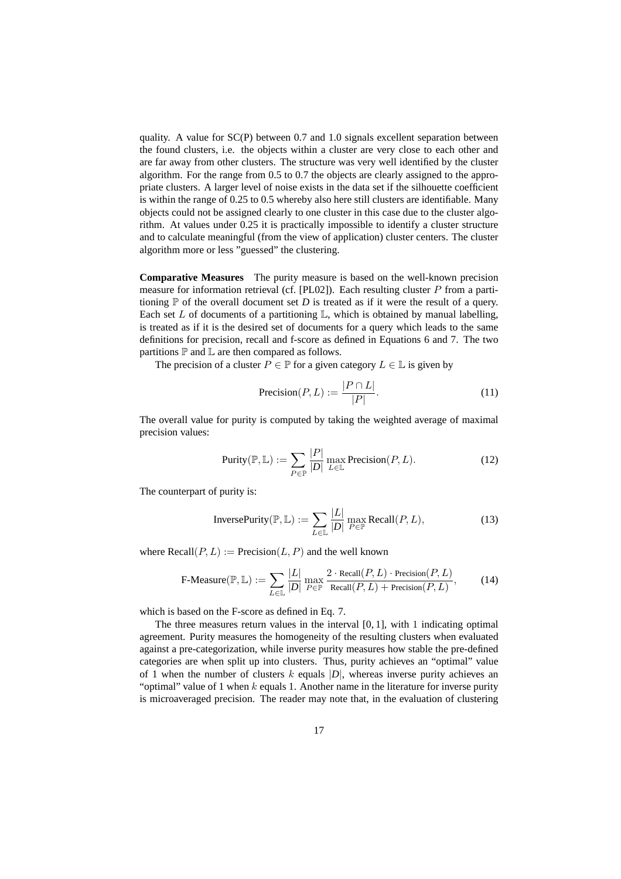quality. A value for SC(P) between 0.7 and 1.0 signals excellent separation between the found clusters, i.e. the objects within a cluster are very close to each other and are far away from other clusters. The structure was very well identified by the cluster algorithm. For the range from 0.5 to 0.7 the objects are clearly assigned to the appropriate clusters. A larger level of noise exists in the data set if the silhouette coefficient is within the range of 0.25 to 0.5 whereby also here still clusters are identifiable. Many objects could not be assigned clearly to one cluster in this case due to the cluster algorithm. At values under 0.25 it is practically impossible to identify a cluster structure and to calculate meaningful (from the view of application) cluster centers. The cluster algorithm more or less "guessed" the clustering.

**Comparative Measures** The purity measure is based on the well-known precision measure for information retrieval (cf. [PL02]). Each resulting cluster $P$ from a partitioning $\mathbb{P}$ of the overall document set $D$ is treated as if it were the result of a query. Each set $L$ of documents of a partitioning $\mathbb{L}$, which is obtained by manual labelling, is treated as if it is the desired set of documents for a query which leads to the same definitions for precision, recall and f-score as defined in Equations 6 and 7. The two partitions $\mathbb{P}$ and $\mathbb{L}$ are then compared as follows.

The precision of a cluster $P \in \mathbb{P}$ for a given category $L \in \mathbb{L}$ is given by

$$\text{Precision}(P, L) := \frac{|P \cap L|}{|P|}. \tag{11}$$

The overall value for purity is computed by taking the weighted average of maximal precision values:

$$\text{Purity}(\mathbb{P}, \mathbb{L}) := \sum_{P \in \mathbb{P}} \frac{|P|}{|D|} \max_{L \in \mathbb{L}} \text{Precision}(P, L). \tag{12}$$

The counterpart of purity is:

$$\text{InversePurity}(\mathbb{P}, \mathbb{L}) := \sum_{L \in \mathbb{L}} \frac{|L|}{|D|} \max_{P \in \mathbb{P}} \text{Recall}(P, L), \tag{13}$$

where $\text{Recall}(P, L) := \text{Precision}(L, P)$ and the well known

$$\text{F-Measure}(\mathbb{P}, \mathbb{L}) := \sum_{L \in \mathbb{L}} \frac{|L|}{|D|} \max_{P \in \mathbb{P}} \frac{2 \cdot \text{Recall}(P, L) \cdot \text{Precision}(P, L)}{\text{Recall}(P, L) + \text{Precision}(P, L)}, \tag{14}$$

which is based on the F-score as defined in Eq. 7.

The three measures return values in the interval $[0, 1]$, with 1 indicating optimal agreement. Purity measures the homogeneity of the resulting clusters when evaluated against a pre-categorization, while inverse purity measures how stable the pre-defined categories are when split up into clusters. Thus, purity achieves an "optimal" value of 1 when the number of clusters $k$ equals $|D|$, whereas inverse purity achieves an "optimal" value of 1 when $k$ equals 1. Another name in the literature for inverse purity is microaveraged precision. The reader may note that, in the evaluation of clustering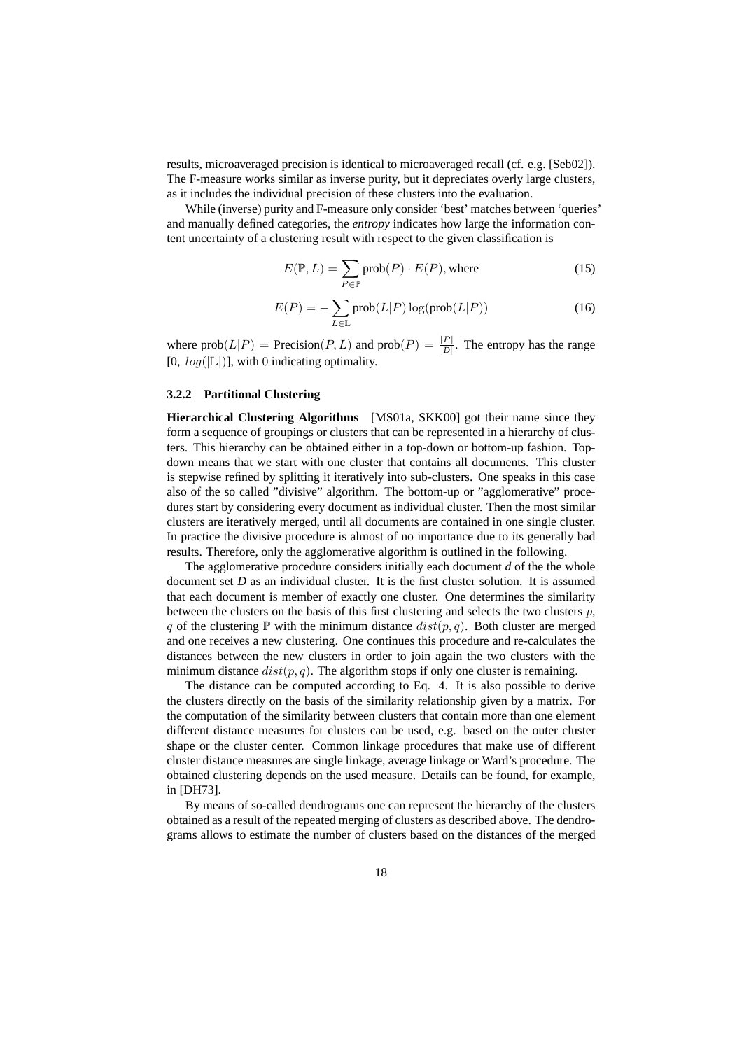results, microaveraged precision is identical to microaveraged recall (cf. e.g. [Seb02]). The F-measure works similar as inverse purity, but it depreciates overly large clusters, as it includes the individual precision of these clusters into the evaluation.

While (inverse) purity and F-measure only consider 'best' matches between 'queries' and manually defined categories, the *entropy* indicates how large the information content uncertainty of a clustering result with respect to the given classification is

$$E(\mathbb{P}, L) = \sum_{P \in \mathbb{P}} \text{prob}(P) \cdot E(P), \text{ where} \tag{15}$$

$$E(P) = -\sum_{L \in \mathbb{L}} \text{prob}(L|P) \log(\text{prob}(L|P)) \tag{16}$$

where $\text{prob}(L|P) = \text{Precision}(P, L)$ and $\text{prob}(P) = \frac{|P|}{|D|}$. The entropy has the range $[0,\ log(|\mathbb{L}|)]$, with $0$ indicating optimality.

### 3.2.2 Partitional Clustering

**Hierarchical Clustering Algorithms** [MS01a, SKK00] got their name since they form a sequence of groupings or clusters that can be represented in a hierarchy of clusters. This hierarchy can be obtained either in a top-down or bottom-up fashion. Top-down means that we start with one cluster that contains all documents. This cluster is stepwise refined by splitting it iteratively into sub-clusters. One speaks in this case also of the so called "divisive" algorithm. The bottom-up or "agglomerative" procedures start by considering every document as individual cluster. Then the most similar clusters are iteratively merged, until all documents are contained in one single cluster. In practice the divisive procedure is almost of no importance due to its generally bad results. Therefore, only the agglomerative algorithm is outlined in the following.

The agglomerative procedure considers initially each document *d* of the the whole document set *D* as an individual cluster. It is the first cluster solution. It is assumed that each document is member of exactly one cluster. One determines the similarity between the clusters on the basis of this first clustering and selects the two clusters $p$, $q$ of the clustering $\mathbb{P}$ with the minimum distance $dist(p, q)$. Both cluster are merged and one receives a new clustering. One continues this procedure and re-calculates the distances between the new clusters in order to join again the two clusters with the minimum distance $dist(p, q)$. The algorithm stops if only one cluster is remaining.

The distance can be computed according to Eq. 4. It is also possible to derive the clusters directly on the basis of the similarity relationship given by a matrix. For the computation of the similarity between clusters that contain more than one element different distance measures for clusters can be used, e.g. based on the outer cluster shape or the cluster center. Common linkage procedures that make use of different cluster distance measures are single linkage, average linkage or Ward's procedure. The obtained clustering depends on the used measure. Details can be found, for example, in [DH73].

By means of so-called dendrograms one can represent the hierarchy of the clusters obtained as a result of the repeated merging of clusters as described above. The dendrograms allows to estimate the number of clusters based on the distances of the merged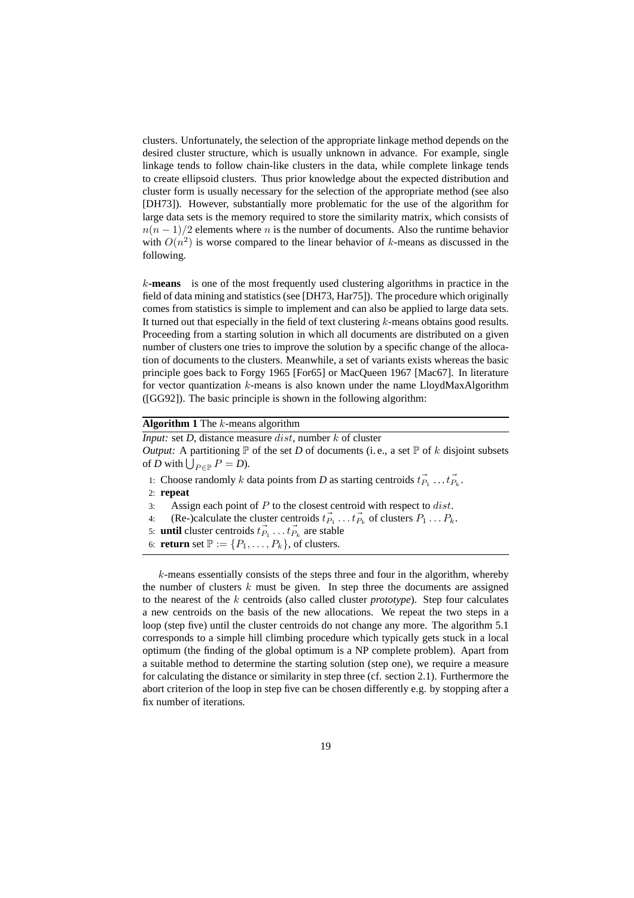clusters. Unfortunately, the selection of the appropriate linkage method depends on the desired cluster structure, which is usually unknown in advance. For example, single linkage tends to follow chain-like clusters in the data, while complete linkage tends to create ellipsoid clusters. Thus prior knowledge about the expected distribution and cluster form is usually necessary for the selection of the appropriate method (see also [DH73]). However, substantially more problematic for the use of the algorithm for large data sets is the memory required to store the similarity matrix, which consists of $n(n-1)/2$ elements where $n$ is the number of documents. Also the runtime behavior with $O(n^2)$ is worse compared to the linear behavior of $k$-means as discussed in the following.

**$k$-means** is one of the most frequently used clustering algorithms in practice in the field of data mining and statistics (see [DH73, Har75]). The procedure which originally comes from statistics is simple to implement and can also be applied to large data sets. It turned out that especially in the field of text clustering $k$-means obtains good results. Proceeding from a starting solution in which all documents are distributed on a given number of clusters one tries to improve the solution by a specific change of the allocation of documents to the clusters. Meanwhile, a set of variants exists whereas the basic principle goes back to Forgy 1965 [For65] or MacQueen 1967 [Mac67]. In literature for vector quantization $k$-means is also known under the name LloydMaxAlgorithm ([GG92]). The basic principle is shown in the following algorithm:

**Algorithm 1** The $k$-means algorithm

*Input:* set *D*, distance measure $dist$, number $k$ of cluster
*Output:* A partitioning $\mathbb{P}$ of the set *D* of documents (i. e., a set $\mathbb{P}$ of $k$ disjoint subsets of *D* with $\bigcup_{P \in \mathbb{P}} P = D$).

1: Choose randomly $k$ data points from *D* as starting centroids $\vec{t_{P_1}} \ldots \vec{t_{P_k}}$.
2: **repeat**
3: Assign each point of $P$ to the closest centroid with respect to $dist$.
4: (Re-)calculate the cluster centroids $\vec{t_{P_1}} \ldots \vec{t_{P_k}}$ of clusters $P_1 \ldots P_k$.
5: **until** cluster centroids $\vec{t_{P_1}} \ldots \vec{t_{P_k}}$ are stable
6: **return** set $\mathbb{P} := \{P_1, \ldots, P_k\}$, of clusters.

$k$-means essentially consists of the steps three and four in the algorithm, whereby the number of clusters $k$ must be given. In step three the documents are assigned to the nearest of the $k$ centroids (also called cluster *prototype*). Step four calculates a new centroids on the basis of the new allocations. We repeat the two steps in a loop (step five) until the cluster centroids do not change any more. The algorithm 5.1 corresponds to a simple hill climbing procedure which typically gets stuck in a local optimum (the finding of the global optimum is a NP complete problem). Apart from a suitable method to determine the starting solution (step one), we require a measure for calculating the distance or similarity in step three (cf. section 2.1). Furthermore the abort criterion of the loop in step five can be chosen differently e.g. by stopping after a fix number of iterations.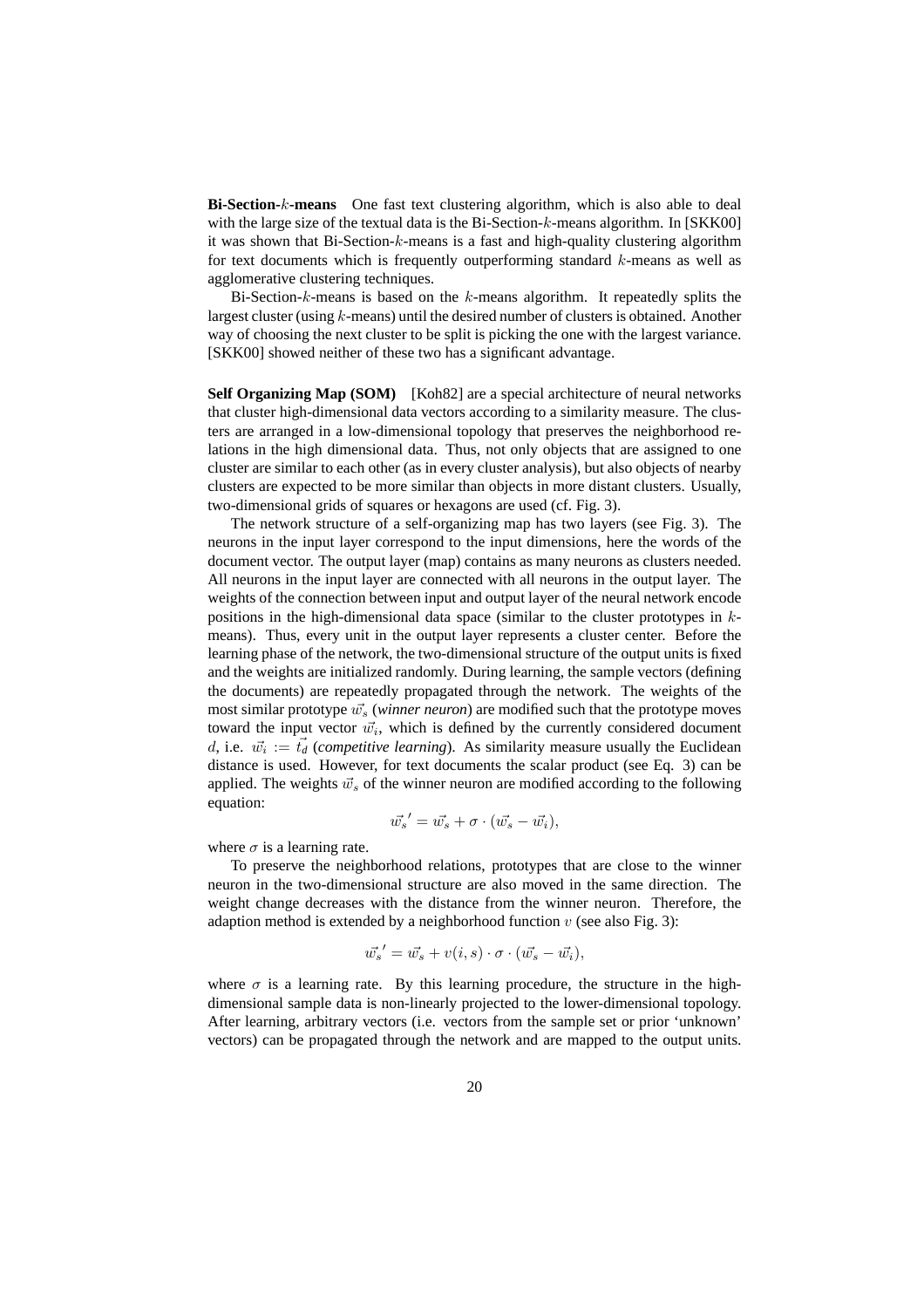**Bi-Section-$k$-means** One fast text clustering algorithm, which is also able to deal with the large size of the textual data is the Bi-Section-$k$-means algorithm. In [SKK00] it was shown that Bi-Section-$k$-means is a fast and high-quality clustering algorithm for text documents which is frequently outperforming standard $k$-means as well as agglomerative clustering techniques.

Bi-Section-$k$-means is based on the $k$-means algorithm. It repeatedly splits the largest cluster (using $k$-means) until the desired number of clusters is obtained. Another way of choosing the next cluster to be split is picking the one with the largest variance. [SKK00] showed neither of these two has a significant advantage.

**Self Organizing Map (SOM)** [Koh82] are a special architecture of neural networks that cluster high-dimensional data vectors according to a similarity measure. The clusters are arranged in a low-dimensional topology that preserves the neighborhood relations in the high dimensional data. Thus, not only objects that are assigned to one cluster are similar to each other (as in every cluster analysis), but also objects of nearby clusters are expected to be more similar than objects in more distant clusters. Usually, two-dimensional grids of squares or hexagons are used (cf. Fig. 3).

The network structure of a self-organizing map has two layers (see Fig. 3). The neurons in the input layer correspond to the input dimensions, here the words of the document vector. The output layer (map) contains as many neurons as clusters needed. All neurons in the input layer are connected with all neurons in the output layer. The weights of the connection between input and output layer of the neural network encode positions in the high-dimensional data space (similar to the cluster prototypes in $k$-means). Thus, every unit in the output layer represents a cluster center. Before the learning phase of the network, the two-dimensional structure of the output units is fixed and the weights are initialized randomly. During learning, the sample vectors (defining the documents) are repeatedly propagated through the network. The weights of the most similar prototype $\vec{w_s}$ (*winner neuron*) are modified such that the prototype moves toward the input vector $\vec{w_i}$, which is defined by the currently considered document $d$, i.e. $\vec{w_i} := \vec{t_d}$ (*competitive learning*). As similarity measure usually the Euclidean distance is used. However, for text documents the scalar product (see Eq. 3) can be applied. The weights $\vec{w_s}$ of the winner neuron are modified according to the following equation:

$$\vec{w_s}' = \vec{w_s} + \sigma \cdot (\vec{w_s} - \vec{w_i}),$$

where $\sigma$ is a learning rate.

To preserve the neighborhood relations, prototypes that are close to the winner neuron in the two-dimensional structure are also moved in the same direction. The weight change decreases with the distance from the winner neuron. Therefore, the adaption method is extended by a neighborhood function $v$ (see also Fig. 3):

$$\vec{w_s}' = \vec{w_s} + v(i,s) \cdot \sigma \cdot (\vec{w_s} - \vec{w_i}),$$

where $\sigma$ is a learning rate. By this learning procedure, the structure in the high-dimensional sample data is non-linearly projected to the lower-dimensional topology. After learning, arbitrary vectors (i.e. vectors from the sample set or prior 'unknown' vectors) can be propagated through the network and are mapped to the output units.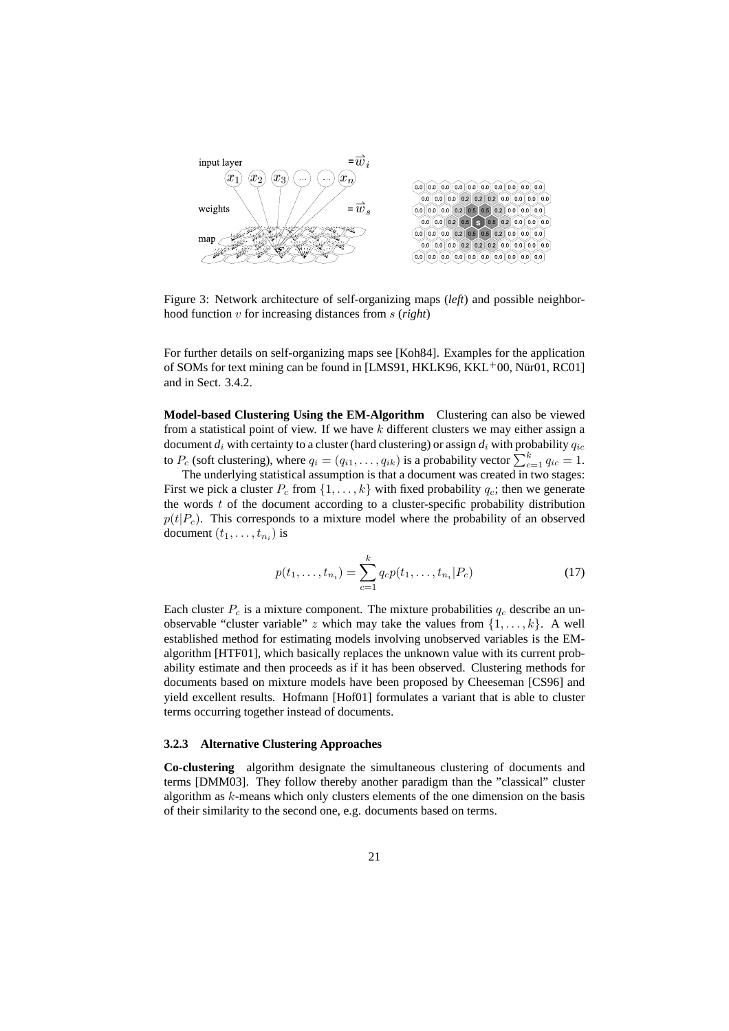Figure 3: Network architecture of self-organizing maps (*left*) and possible neighborhood function $v$ for increasing distances from $s$ (*right*)

For further details on self-organizing maps see [Koh84]. Examples for the application of SOMs for text mining can be found in [LMS91, HKLK96, KKL$^+$00, Nür01, RC01] and in Sect. 3.4.2.

**Model-based Clustering Using the EM-Algorithm** Clustering can also be viewed from a statistical point of view. If we have $k$ different clusters we may either assign a document $d_i$ with certainty to a cluster (hard clustering) or assign $d_i$ with probability $q_{ic}$ to $P_c$ (soft clustering), where $q_i = (q_{i1}, \ldots, q_{ik})$ is a probability vector $\sum_{c=1}^{k} q_{ic} = 1$.

The underlying statistical assumption is that a document was created in two stages: First we pick a cluster $P_c$ from $\{1, \ldots, k\}$ with fixed probability $q_c$; then we generate the words $t$ of the document according to a cluster-specific probability distribution $p(t|P_c)$. This corresponds to a mixture model where the probability of an observed document $(t_1, \ldots, t_{n_i})$ is

$$p(t_1, \ldots, t_{n_i}) = \sum_{c=1}^{k} q_c p(t_1, \ldots, t_{n_i}|P_c) \tag{17}$$

Each cluster $P_c$ is a mixture component. The mixture probabilities $q_c$ describe an unobservable "cluster variable" $z$ which may take the values from $\{1, \ldots, k\}$. A well established method for estimating models involving unobserved variables is the EM-algorithm [HTF01], which basically replaces the unknown value with its current probability estimate and then proceeds as if it has been observed. Clustering methods for documents based on mixture models have been proposed by Cheeseman [CS96] and yield excellent results. Hofmann [Hof01] formulates a variant that is able to cluster terms occurring together instead of documents.

### 3.2.3 Alternative Clustering Approaches

**Co-clustering** algorithm designate the simultaneous clustering of documents and terms [DMM03]. They follow thereby another paradigm than the "classical" cluster algorithm as $k$-means which only clusters elements of the one dimension on the basis of their similarity to the second one, e.g. documents based on terms.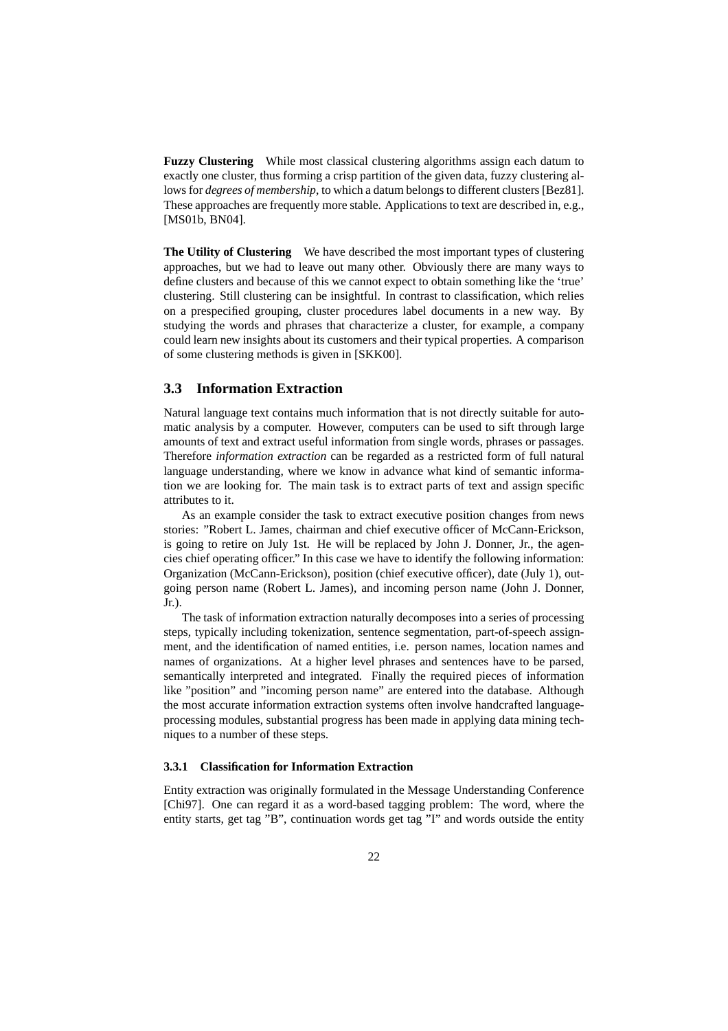**Fuzzy Clustering** While most classical clustering algorithms assign each datum to exactly one cluster, thus forming a crisp partition of the given data, fuzzy clustering allows for *degrees of membership*, to which a datum belongs to different clusters [Bez81]. These approaches are frequently more stable. Applications to text are described in, e.g., [MS01b, BN04].

**The Utility of Clustering** We have described the most important types of clustering approaches, but we had to leave out many other. Obviously there are many ways to define clusters and because of this we cannot expect to obtain something like the 'true' clustering. Still clustering can be insightful. In contrast to classification, which relies on a prespecified grouping, cluster procedures label documents in a new way. By studying the words and phrases that characterize a cluster, for example, a company could learn new insights about its customers and their typical properties. A comparison of some clustering methods is given in [SKK00].

## 3.3 Information Extraction

Natural language text contains much information that is not directly suitable for automatic analysis by a computer. However, computers can be used to sift through large amounts of text and extract useful information from single words, phrases or passages. Therefore *information extraction* can be regarded as a restricted form of full natural language understanding, where we know in advance what kind of semantic information we are looking for. The main task is to extract parts of text and assign specific attributes to it.

As an example consider the task to extract executive position changes from news stories: "Robert L. James, chairman and chief executive officer of McCann-Erickson, is going to retire on July 1st. He will be replaced by John J. Donner, Jr., the agencies chief operating officer." In this case we have to identify the following information: Organization (McCann-Erickson), position (chief executive officer), date (July 1), outgoing person name (Robert L. James), and incoming person name (John J. Donner, Jr.).

The task of information extraction naturally decomposes into a series of processing steps, typically including tokenization, sentence segmentation, part-of-speech assignment, and the identification of named entities, i.e. person names, location names and names of organizations. At a higher level phrases and sentences have to be parsed, semantically interpreted and integrated. Finally the required pieces of information like "position" and "incoming person name" are entered into the database. Although the most accurate information extraction systems often involve handcrafted language-processing modules, substantial progress has been made in applying data mining techniques to a number of these steps.

### 3.3.1 Classification for Information Extraction

Entity extraction was originally formulated in the Message Understanding Conference [Chi97]. One can regard it as a word-based tagging problem: The word, where the entity starts, get tag "B", continuation words get tag "I" and words outside the entity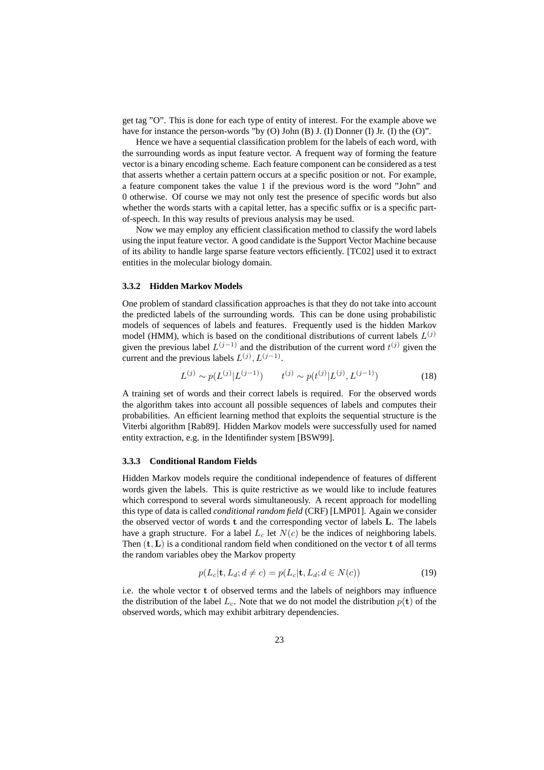get tag "O". This is done for each type of entity of interest. For the example above we have for instance the person-words "by (O) John (B) J. (I) Donner (I) Jr. (I) the (O)".

Hence we have a sequential classification problem for the labels of each word, with the surrounding words as input feature vector. A frequent way of forming the feature vector is a binary encoding scheme. Each feature component can be considered as a test that asserts whether a certain pattern occurs at a specific position or not. For example, a feature component takes the value 1 if the previous word is the word "John" and 0 otherwise. Of course we may not only test the presence of specific words but also whether the words starts with a capital letter, has a specific suffix or is a specific part-of-speech. In this way results of previous analysis may be used.

Now we may employ any efficient classification method to classify the word labels using the input feature vector. A good candidate is the Support Vector Machine because of its ability to handle large sparse feature vectors efficiently. [TC02] used it to extract entities in the molecular biology domain.

### 3.3.2 Hidden Markov Models

One problem of standard classification approaches is that they do not take into account the predicted labels of the surrounding words. This can be done using probabilistic models of sequences of labels and features. Frequently used is the hidden Markov model (HMM), which is based on the conditional distributions of current labels $L^{(j)}$ given the previous label $L^{(j-1)}$ and the distribution of the current word $t^{(j)}$ given the current and the previous labels $L^{(j)}, L^{(j-1)}$.

$$L^{(j)} \sim p(L^{(j)}|L^{(j-1)}) \qquad t^{(j)} \sim p(t^{(j)}|L^{(j)}, L^{(j-1)}) \tag{18}$$

A training set of words and their correct labels is required. For the observed words the algorithm takes into account all possible sequences of labels and computes their probabilities. An efficient learning method that exploits the sequential structure is the Viterbi algorithm [Rab89]. Hidden Markov models were successfully used for named entity extraction, e.g. in the Identifinder system [BSW99].

### 3.3.3 Conditional Random Fields

Hidden Markov models require the conditional independence of features of different words given the labels. This is quite restrictive as we would like to include features which correspond to several words simultaneously. A recent approach for modelling this type of data is called *conditional random field* (CRF) [LMP01]. Again we consider the observed vector of words $\mathbf{t}$ and the corresponding vector of labels $\mathbf{L}$. The labels have a graph structure. For a label $L_c$ let $N(c)$ be the indices of neighboring labels. Then $(\mathbf{t}, \mathbf{L})$ is a conditional random field when conditioned on the vector $\mathbf{t}$ of all terms the random variables obey the Markov property

$$p(L_c|\mathbf{t}, L_d; d \neq c) = p(L_c|\mathbf{t}, L_d; d \in N(c)) \tag{19}$$

i.e. the whole vector $\mathbf{t}$ of observed terms and the labels of neighbors may influence the distribution of the label $L_c$. Note that we do not model the distribution $p(\mathbf{t})$ of the observed words, which may exhibit arbitrary dependencies.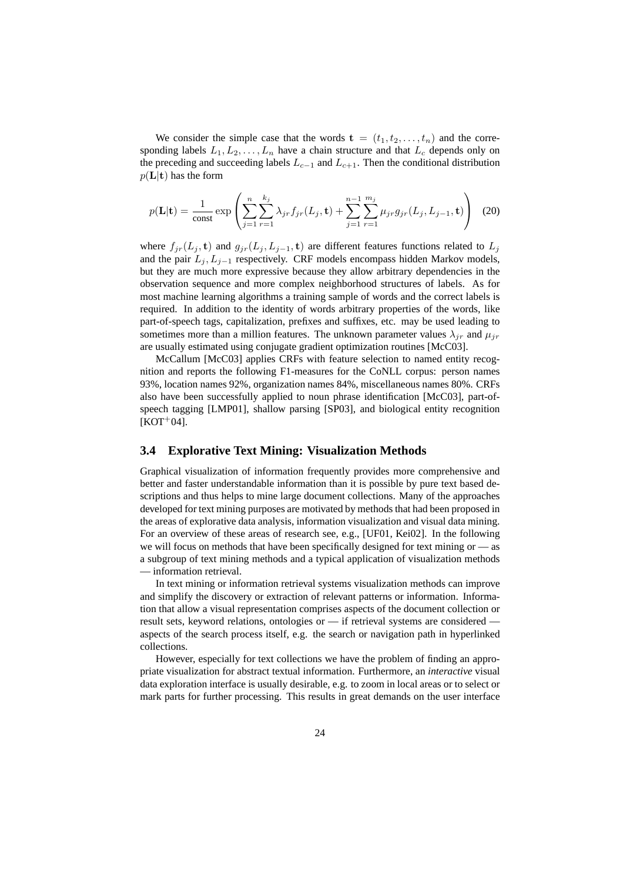We consider the simple case that the words $\mathbf{t} = (t_1, t_2, \ldots, t_n)$ and the corresponding labels $L_1, L_2, \ldots, L_n$ have a chain structure and that $L_c$ depends only on the preceding and succeeding labels $L_{c-1}$ and $L_{c+1}$. Then the conditional distribution $p(\mathbf{L}|\mathbf{t})$ has the form

$$p(\mathbf{L}|\mathbf{t}) = \frac{1}{\text{const}} \exp\left( \sum_{j=1}^{n} \sum_{r=1}^{k_j} \lambda_{jr} f_{jr}(L_j, \mathbf{t}) + \sum_{j=1}^{n-1} \sum_{r=1}^{m_j} \mu_{jr} g_{jr}(L_j, L_{j-1}, \mathbf{t}) \right) \quad (20)$$

where $f_{jr}(L_j, \mathbf{t})$ and $g_{jr}(L_j, L_{j-1}, \mathbf{t})$ are different features functions related to $L_j$ and the pair $L_j, L_{j-1}$ respectively. CRF models encompass hidden Markov models, but they are much more expressive because they allow arbitrary dependencies in the observation sequence and more complex neighborhood structures of labels. As for most machine learning algorithms a training sample of words and the correct labels is required. In addition to the identity of words arbitrary properties of the words, like part-of-speech tags, capitalization, prefixes and suffixes, etc. may be used leading to sometimes more than a million features. The unknown parameter values $\lambda_{jr}$ and $\mu_{jr}$ are usually estimated using conjugate gradient optimization routines [McC03].

McCallum [McC03] applies CRFs with feature selection to named entity recognition and reports the following F1-measures for the CoNLL corpus: person names 93%, location names 92%, organization names 84%, miscellaneous names 80%. CRFs also have been successfully applied to noun phrase identification [McC03], part-of-speech tagging [LMP01], shallow parsing [SP03], and biological entity recognition [KOT+04].

### 3.4 Explorative Text Mining: Visualization Methods

Graphical visualization of information frequently provides more comprehensive and better and faster understandable information than it is possible by pure text based descriptions and thus helps to mine large document collections. Many of the approaches developed for text mining purposes are motivated by methods that had been proposed in the areas of explorative data analysis, information visualization and visual data mining. For an overview of these areas of research see, e.g., [UF01, Kei02]. In the following we will focus on methods that have been specifically designed for text mining or — as a subgroup of text mining methods and a typical application of visualization methods — information retrieval.

In text mining or information retrieval systems visualization methods can improve and simplify the discovery or extraction of relevant patterns or information. Information that allow a visual representation comprises aspects of the document collection or result sets, keyword relations, ontologies or — if retrieval systems are considered — aspects of the search process itself, e.g. the search or navigation path in hyperlinked collections.

However, especially for text collections we have the problem of finding an appropriate visualization for abstract textual information. Furthermore, an *interactive* visual data exploration interface is usually desirable, e.g. to zoom in local areas or to select or mark parts for further processing. This results in great demands on the user interface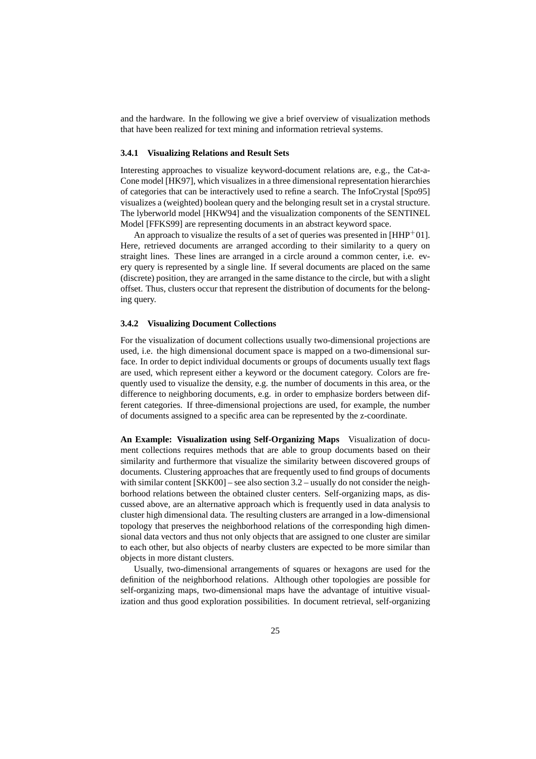and the hardware. In the following we give a brief overview of visualization methods that have been realized for text mining and information retrieval systems.

### 3.4.1 Visualizing Relations and Result Sets

Interesting approaches to visualize keyword-document relations are, e.g., the Cat-a-Cone model [HK97], which visualizes in a three dimensional representation hierarchies of categories that can be interactively used to refine a search. The InfoCrystal [Spo95] visualizes a (weighted) boolean query and the belonging result set in a crystal structure. The lyberworld model [HKW94] and the visualization components of the SENTINEL Model [FFKS99] are representing documents in an abstract keyword space.

An approach to visualize the results of a set of queries was presented in [HHP+01]. Here, retrieved documents are arranged according to their similarity to a query on straight lines. These lines are arranged in a circle around a common center, i.e. every query is represented by a single line. If several documents are placed on the same (discrete) position, they are arranged in the same distance to the circle, but with a slight offset. Thus, clusters occur that represent the distribution of documents for the belonging query.

### 3.4.2 Visualizing Document Collections

For the visualization of document collections usually two-dimensional projections are used, i.e. the high dimensional document space is mapped on a two-dimensional surface. In order to depict individual documents or groups of documents usually text flags are used, which represent either a keyword or the document category. Colors are frequently used to visualize the density, e.g. the number of documents in this area, or the difference to neighboring documents, e.g. in order to emphasize borders between different categories. If three-dimensional projections are used, for example, the number of documents assigned to a specific area can be represented by the z-coordinate.

**An Example: Visualization using Self-Organizing Maps** Visualization of document collections requires methods that are able to group documents based on their similarity and furthermore that visualize the similarity between discovered groups of documents. Clustering approaches that are frequently used to find groups of documents with similar content [SKK00] – see also section 3.2 – usually do not consider the neighborhood relations between the obtained cluster centers. Self-organizing maps, as discussed above, are an alternative approach which is frequently used in data analysis to cluster high dimensional data. The resulting clusters are arranged in a low-dimensional topology that preserves the neighborhood relations of the corresponding high dimensional data vectors and thus not only objects that are assigned to one cluster are similar to each other, but also objects of nearby clusters are expected to be more similar than objects in more distant clusters.

Usually, two-dimensional arrangements of squares or hexagons are used for the definition of the neighborhood relations. Although other topologies are possible for self-organizing maps, two-dimensional maps have the advantage of intuitive visualization and thus good exploration possibilities. In document retrieval, self-organizing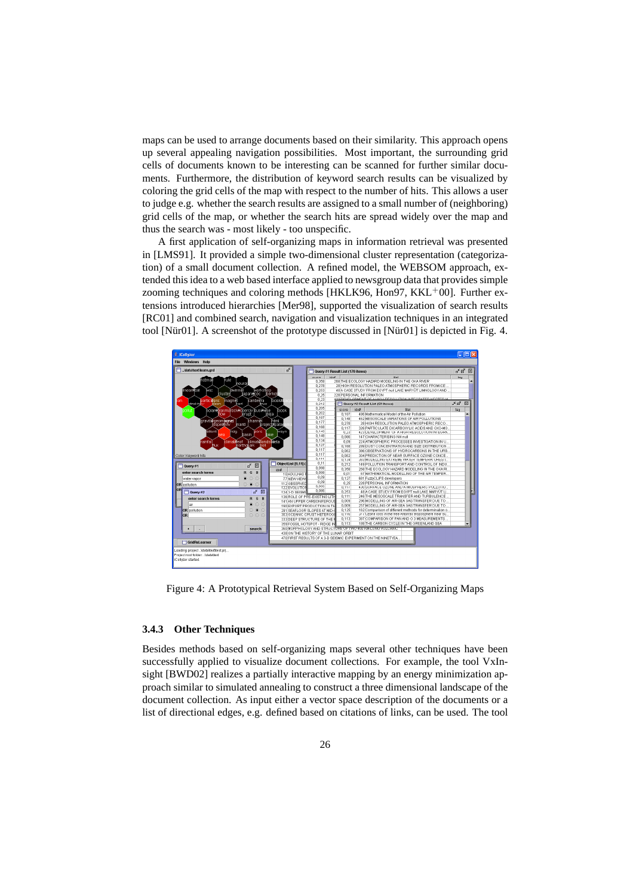maps can be used to arrange documents based on their similarity. This approach opens up several appealing navigation possibilities. Most important, the surrounding grid cells of documents known to be interesting can be scanned for further similar documents. Furthermore, the distribution of keyword search results can be visualized by coloring the grid cells of the map with respect to the number of hits. This allows a user to judge e.g. whether the search results are assigned to a small number of (neighboring) grid cells of the map, or whether the search hits are spread widely over the map and thus the search was - most likely - too unspecific.

A first application of self-organizing maps in information retrieval was presented in [LMS91]. It provided a simple two-dimensional cluster representation (categorization) of a small document collection. A refined model, the WEBSOM approach, extended this idea to a web based interface applied to newsgroup data that provides simple zooming techniques and coloring methods [HKLK96, Hon97, KKL+00]. Further extensions introduced hierarchies [Mer98], supported the visualization of search results [RC01] and combined search, navigation and visualization techniques in an integrated tool [Nür01]. A screenshot of the prototype discussed in [Nür01] is depicted in Fig. 4.

Figure 4: A Prototypical Retrieval System Based on Self-Organizing Maps

### 3.4.3 Other Techniques

Besides methods based on self-organizing maps several other techniques have been successfully applied to visualize document collections. For example, the tool VxInsight [BWD02] realizes a partially interactive mapping by an energy minimization approach similar to simulated annealing to construct a three dimensional landscape of the document collection. As input either a vector space description of the documents or a list of directional edges, e.g. defined based on citations of links, can be used. The tool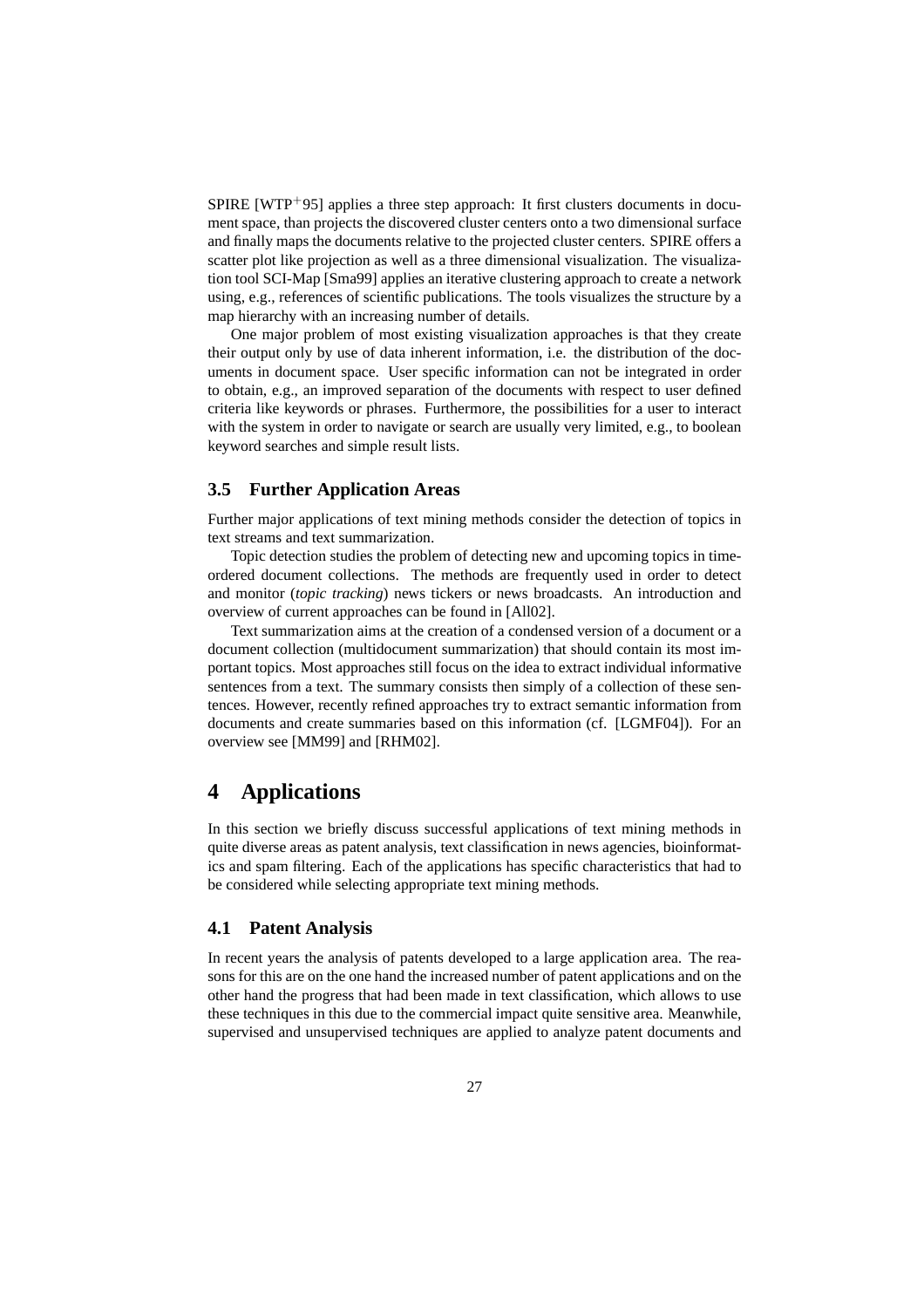SPIRE [WTP+95] applies a three step approach: It first clusters documents in document space, than projects the discovered cluster centers onto a two dimensional surface and finally maps the documents relative to the projected cluster centers. SPIRE offers a scatter plot like projection as well as a three dimensional visualization. The visualization tool SCI-Map [Sma99] applies an iterative clustering approach to create a network using, e.g., references of scientific publications. The tools visualizes the structure by a map hierarchy with an increasing number of details.

One major problem of most existing visualization approaches is that they create their output only by use of data inherent information, i.e. the distribution of the documents in document space. User specific information can not be integrated in order to obtain, e.g., an improved separation of the documents with respect to user defined criteria like keywords or phrases. Furthermore, the possibilities for a user to interact with the system in order to navigate or search are usually very limited, e.g., to boolean keyword searches and simple result lists.

### 3.5 Further Application Areas

Further major applications of text mining methods consider the detection of topics in text streams and text summarization.

Topic detection studies the problem of detecting new and upcoming topics in time-ordered document collections. The methods are frequently used in order to detect and monitor (*topic tracking*) news tickers or news broadcasts. An introduction and overview of current approaches can be found in [All02].

Text summarization aims at the creation of a condensed version of a document or a document collection (multidocument summarization) that should contain its most important topics. Most approaches still focus on the idea to extract individual informative sentences from a text. The summary consists then simply of a collection of these sentences. However, recently refined approaches try to extract semantic information from documents and create summaries based on this information (cf. [LGMF04]). For an overview see [MM99] and [RHM02].

## 4 Applications

In this section we briefly discuss successful applications of text mining methods in quite diverse areas as patent analysis, text classification in news agencies, bioinformatics and spam filtering. Each of the applications has specific characteristics that had to be considered while selecting appropriate text mining methods.

### 4.1 Patent Analysis

In recent years the analysis of patents developed to a large application area. The reasons for this are on the one hand the increased number of patent applications and on the other hand the progress that had been made in text classification, which allows to use these techniques in this due to the commercial impact quite sensitive area. Meanwhile, supervised and unsupervised techniques are applied to analyze patent documents and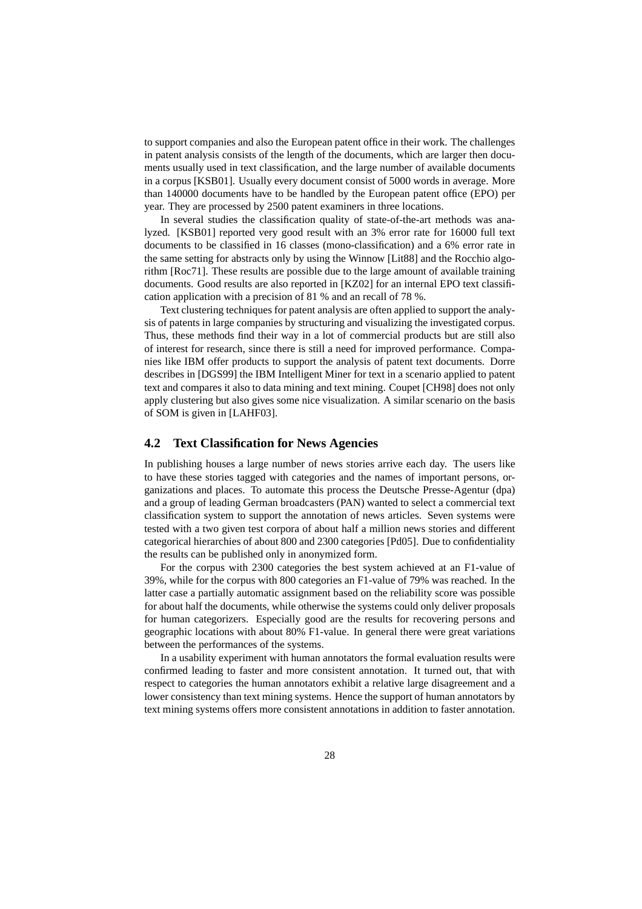to support companies and also the European patent office in their work. The challenges in patent analysis consists of the length of the documents, which are larger then documents usually used in text classification, and the large number of available documents in a corpus [KSB01]. Usually every document consist of 5000 words in average. More than 140000 documents have to be handled by the European patent office (EPO) per year. They are processed by 2500 patent examiners in three locations.

In several studies the classification quality of state-of-the-art methods was analyzed. [KSB01] reported very good result with an 3% error rate for 16000 full text documents to be classified in 16 classes (mono-classification) and a 6% error rate in the same setting for abstracts only by using the Winnow [Lit88] and the Rocchio algorithm [Roc71]. These results are possible due to the large amount of available training documents. Good results are also reported in [KZ02] for an internal EPO text classification application with a precision of 81 % and an recall of 78 %.

Text clustering techniques for patent analysis are often applied to support the analysis of patents in large companies by structuring and visualizing the investigated corpus. Thus, these methods find their way in a lot of commercial products but are still also of interest for research, since there is still a need for improved performance. Companies like IBM offer products to support the analysis of patent text documents. Dorre describes in [DGS99] the IBM Intelligent Miner for text in a scenario applied to patent text and compares it also to data mining and text mining. Coupet [CH98] does not only apply clustering but also gives some nice visualization. A similar scenario on the basis of SOM is given in [LAHF03].

## 4.2 Text Classification for News Agencies

In publishing houses a large number of news stories arrive each day. The users like to have these stories tagged with categories and the names of important persons, organizations and places. To automate this process the Deutsche Presse-Agentur (dpa) and a group of leading German broadcasters (PAN) wanted to select a commercial text classification system to support the annotation of news articles. Seven systems were tested with a two given test corpora of about half a million news stories and different categorical hierarchies of about 800 and 2300 categories [Pd05]. Due to confidentiality the results can be published only in anonymized form.

For the corpus with 2300 categories the best system achieved at an F1-value of 39%, while for the corpus with 800 categories an F1-value of 79% was reached. In the latter case a partially automatic assignment based on the reliability score was possible for about half the documents, while otherwise the systems could only deliver proposals for human categorizers. Especially good are the results for recovering persons and geographic locations with about 80% F1-value. In general there were great variations between the performances of the systems.

In a usability experiment with human annotators the formal evaluation results were confirmed leading to faster and more consistent annotation. It turned out, that with respect to categories the human annotators exhibit a relative large disagreement and a lower consistency than text mining systems. Hence the support of human annotators by text mining systems offers more consistent annotations in addition to faster annotation.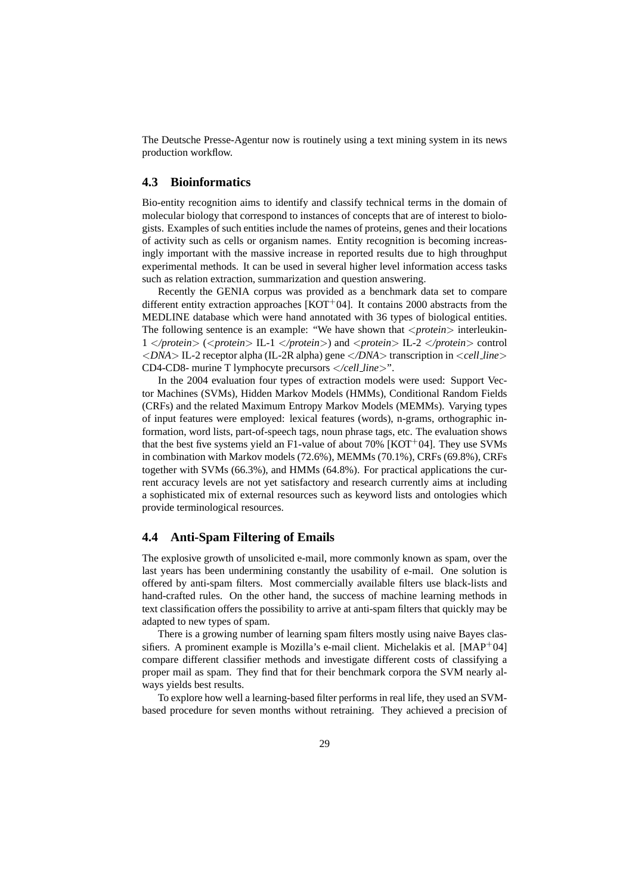The Deutsche Presse-Agentur now is routinely using a text mining system in its news production workflow.

## 4.3 Bioinformatics

Bio-entity recognition aims to identify and classify technical terms in the domain of molecular biology that correspond to instances of concepts that are of interest to biologists. Examples of such entities include the names of proteins, genes and their locations of activity such as cells or organism names. Entity recognition is becoming increasingly important with the massive increase in reported results due to high throughput experimental methods. It can be used in several higher level information access tasks such as relation extraction, summarization and question answering.

Recently the GENIA corpus was provided as a benchmark data set to compare different entity extraction approaches [KOT+04]. It contains 2000 abstracts from the MEDLINE database which were hand annotated with 36 types of biological entities. The following sentence is an example: "We have shown that <*protein*> interleukin-1 </*protein*> (<*protein*> IL-1 </*protein*>) and <*protein*> IL-2 </*protein*> control <*DNA*> IL-2 receptor alpha (IL-2R alpha) gene </*DNA*> transcription in <*cell_line*> CD4-CD8- murine T lymphocyte precursors </*cell_line*>".

In the 2004 evaluation four types of extraction models were used: Support Vector Machines (SVMs), Hidden Markov Models (HMMs), Conditional Random Fields (CRFs) and the related Maximum Entropy Markov Models (MEMMs). Varying types of input features were employed: lexical features (words), n-grams, orthographic information, word lists, part-of-speech tags, noun phrase tags, etc. The evaluation shows that the best five systems yield an F1-value of about 70% [KOT+04]. They use SVMs in combination with Markov models (72.6%), MEMMs (70.1%), CRFs (69.8%), CRFs together with SVMs (66.3%), and HMMs (64.8%). For practical applications the current accuracy levels are not yet satisfactory and research currently aims at including a sophisticated mix of external resources such as keyword lists and ontologies which provide terminological resources.

## 4.4 Anti-Spam Filtering of Emails

The explosive growth of unsolicited e-mail, more commonly known as spam, over the last years has been undermining constantly the usability of e-mail. One solution is offered by anti-spam filters. Most commercially available filters use black-lists and hand-crafted rules. On the other hand, the success of machine learning methods in text classification offers the possibility to arrive at anti-spam filters that quickly may be adapted to new types of spam.

There is a growing number of learning spam filters mostly using naive Bayes classifiers. A prominent example is Mozilla's e-mail client. Michelakis et al. [MAP+04] compare different classifier methods and investigate different costs of classifying a proper mail as spam. They find that for their benchmark corpora the SVM nearly always yields best results.

To explore how well a learning-based filter performs in real life, they used an SVM-based procedure for seven months without retraining. They achieved a precision of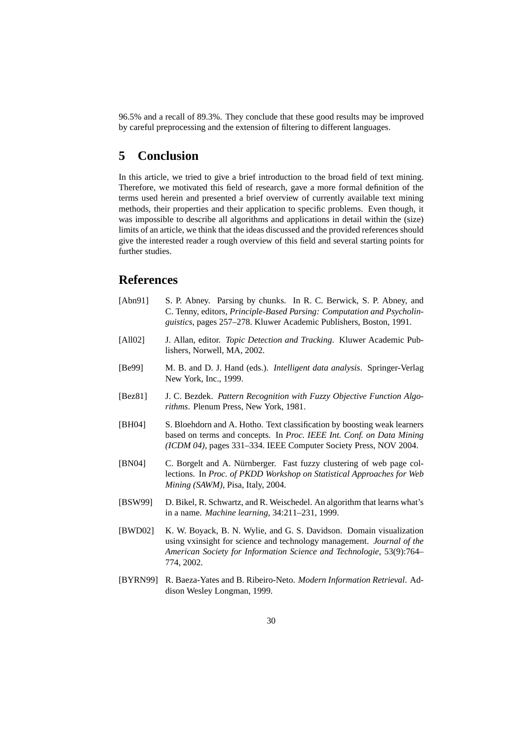96.5% and a recall of 89.3%. They conclude that these good results may be improved by careful preprocessing and the extension of filtering to different languages.

# 5 Conclusion

In this article, we tried to give a brief introduction to the broad field of text mining. Therefore, we motivated this field of research, gave a more formal definition of the terms used herein and presented a brief overview of currently available text mining methods, their properties and their application to specific problems. Even though, it was impossible to describe all algorithms and applications in detail within the (size) limits of an article, we think that the ideas discussed and the provided references should give the interested reader a rough overview of this field and several starting points for further studies.

# References

[Abn91] S. P. Abney. Parsing by chunks. In R. C. Berwick, S. P. Abney, and C. Tenny, editors, *Principle-Based Parsing: Computation and Psycholinguistics*, pages 257–278. Kluwer Academic Publishers, Boston, 1991.

[All02] J. Allan, editor. *Topic Detection and Tracking*. Kluwer Academic Publishers, Norwell, MA, 2002.

[Be99] M. B. and D. J. Hand (eds.). *Intelligent data analysis*. Springer-Verlag New York, Inc., 1999.

[Bez81] J. C. Bezdek. *Pattern Recognition with Fuzzy Objective Function Algorithms*. Plenum Press, New York, 1981.

[BH04] S. Bloehdorn and A. Hotho. Text classification by boosting weak learners based on terms and concepts. In *Proc. IEEE Int. Conf. on Data Mining (ICDM 04)*, pages 331–334. IEEE Computer Society Press, NOV 2004.

[BN04] C. Borgelt and A. Nürnberger. Fast fuzzy clustering of web page collections. In *Proc. of PKDD Workshop on Statistical Approaches for Web Mining (SAWM)*, Pisa, Italy, 2004.

[BSW99] D. Bikel, R. Schwartz, and R. Weischedel. An algorithm that learns what's in a name. *Machine learning*, 34:211–231, 1999.

[BWD02] K. W. Boyack, B. N. Wylie, and G. S. Davidson. Domain visualization using vxinsight for science and technology management. *Journal of the American Society for Information Science and Technologie*, 53(9):764–774, 2002.

[BYRN99] R. Baeza-Yates and B. Ribeiro-Neto. *Modern Information Retrieval*. Addison Wesley Longman, 1999.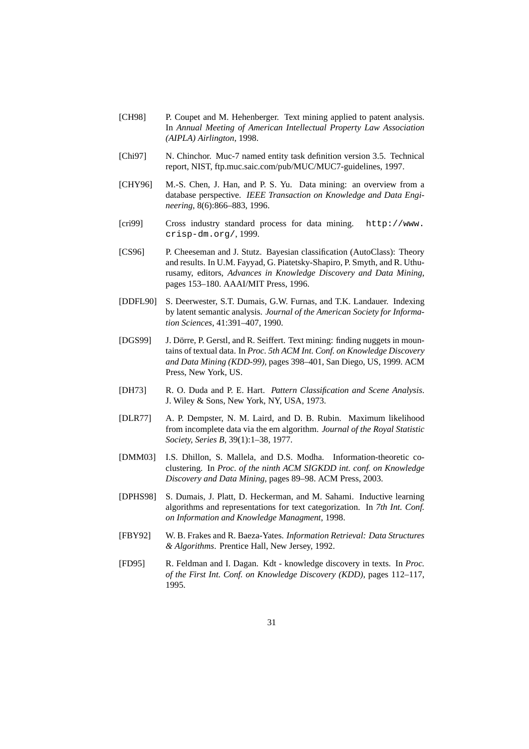[CH98] P. Coupet and M. Hehenberger. Text mining applied to patent analysis. In *Annual Meeting of American Intellectual Property Law Association (AIPLA) Airlington*, 1998.

[Chi97] N. Chinchor. Muc-7 named entity task definition version 3.5. Technical report, NIST, ftp.muc.saic.com/pub/MUC/MUC7-guidelines, 1997.

[CHY96] M.-S. Chen, J. Han, and P. S. Yu. Data mining: an overview from a database perspective. *IEEE Transaction on Knowledge and Data Engineering*, 8(6):866–883, 1996.

[cri99] Cross industry standard process for data mining. `http://www.crisp-dm.org/`, 1999.

[CS96] P. Cheeseman and J. Stutz. Bayesian classification (AutoClass): Theory and results. In U.M. Fayyad, G. Piatetsky-Shapiro, P. Smyth, and R. Uthurusamy, editors, *Advances in Knowledge Discovery and Data Mining*, pages 153–180. AAAI/MIT Press, 1996.

[DDFL90] S. Deerwester, S.T. Dumais, G.W. Furnas, and T.K. Landauer. Indexing by latent semantic analysis. *Journal of the American Society for Information Sciences*, 41:391–407, 1990.

[DGS99] J. Dörre, P. Gerstl, and R. Seiffert. Text mining: finding nuggets in mountains of textual data. In *Proc. 5th ACM Int. Conf. on Knowledge Discovery and Data Mining (KDD-99)*, pages 398–401, San Diego, US, 1999. ACM Press, New York, US.

[DH73] R. O. Duda and P. E. Hart. *Pattern Classification and Scene Analysis*. J. Wiley & Sons, New York, NY, USA, 1973.

[DLR77] A. P. Dempster, N. M. Laird, and D. B. Rubin. Maximum likelihood from incomplete data via the em algorithm. *Journal of the Royal Statistic Society, Series B*, 39(1):1–38, 1977.

[DMM03] I.S. Dhillon, S. Mallela, and D.S. Modha. Information-theoretic co-clustering. In *Proc. of the ninth ACM SIGKDD int. conf. on Knowledge Discovery and Data Mining*, pages 89–98. ACM Press, 2003.

[DPHS98] S. Dumais, J. Platt, D. Heckerman, and M. Sahami. Inductive learning algorithms and representations for text categorization. In *7th Int. Conf. on Information and Knowledge Managment*, 1998.

[FBY92] W. B. Frakes and R. Baeza-Yates. *Information Retrieval: Data Structures & Algorithms*. Prentice Hall, New Jersey, 1992.

[FD95] R. Feldman and I. Dagan. Kdt - knowledge discovery in texts. In *Proc. of the First Int. Conf. on Knowledge Discovery (KDD)*, pages 112–117, 1995.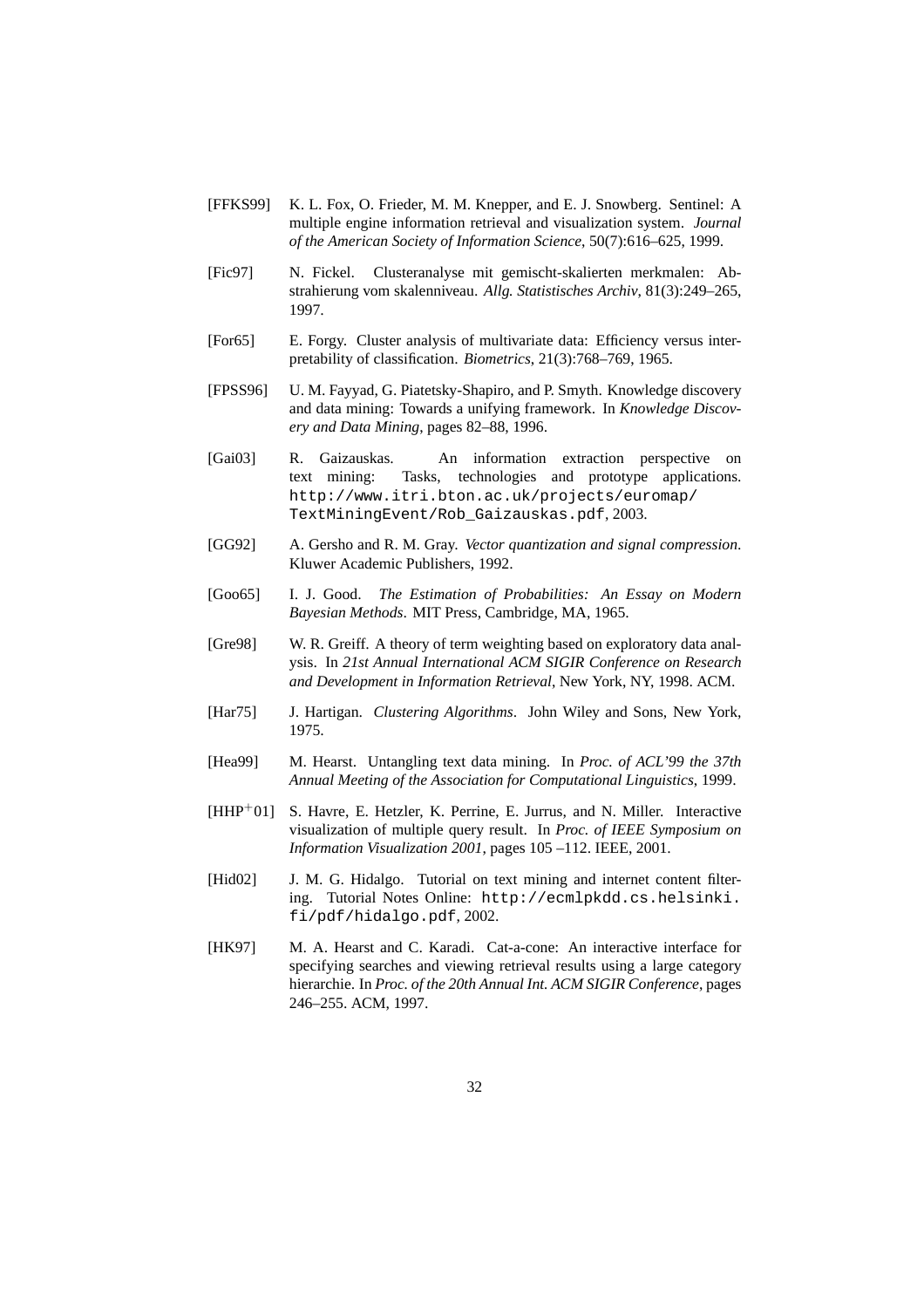[FFKS99] K. L. Fox, O. Frieder, M. M. Knepper, and E. J. Snowberg. Sentinel: A multiple engine information retrieval and visualization system. *Journal of the American Society of Information Science*, 50(7):616–625, 1999.

[Fic97] N. Fickel. Clusteranalyse mit gemischt-skalierten merkmalen: Abstrahierung vom skalenniveau. *Allg. Statistisches Archiv*, 81(3):249–265, 1997.

[For65] E. Forgy. Cluster analysis of multivariate data: Efficiency versus interpretability of classification. *Biometrics*, 21(3):768–769, 1965.

[FPSS96] U. M. Fayyad, G. Piatetsky-Shapiro, and P. Smyth. Knowledge discovery and data mining: Towards a unifying framework. In *Knowledge Discovery and Data Mining*, pages 82–88, 1996.

[Gai03] R. Gaizauskas. An information extraction perspective on text mining: Tasks, technologies and prototype applications. `http://www.itri.bton.ac.uk/projects/euromap/TextMiningEvent/Rob_Gaizauskas.pdf`, 2003.

[GG92] A. Gersho and R. M. Gray. *Vector quantization and signal compression*. Kluwer Academic Publishers, 1992.

[Goo65] I. J. Good. *The Estimation of Probabilities: An Essay on Modern Bayesian Methods*. MIT Press, Cambridge, MA, 1965.

[Gre98] W. R. Greiff. A theory of term weighting based on exploratory data analysis. In *21st Annual International ACM SIGIR Conference on Research and Development in Information Retrieval*, New York, NY, 1998. ACM.

[Har75] J. Hartigan. *Clustering Algorithms*. John Wiley and Sons, New York, 1975.

[Hea99] M. Hearst. Untangling text data mining. In *Proc. of ACL'99 the 37th Annual Meeting of the Association for Computational Linguistics*, 1999.

[HHP+01] S. Havre, E. Hetzler, K. Perrine, E. Jurrus, and N. Miller. Interactive visualization of multiple query result. In *Proc. of IEEE Symposium on Information Visualization 2001*, pages 105 –112. IEEE, 2001.

[Hid02] J. M. G. Hidalgo. Tutorial on text mining and internet content filtering. Tutorial Notes Online: `http://ecmlpkdd.cs.helsinki.fi/pdf/hidalgo.pdf`, 2002.

[HK97] M. A. Hearst and C. Karadi. Cat-a-cone: An interactive interface for specifying searches and viewing retrieval results using a large category hierarchie. In *Proc. of the 20th Annual Int. ACM SIGIR Conference*, pages 246–255. ACM, 1997.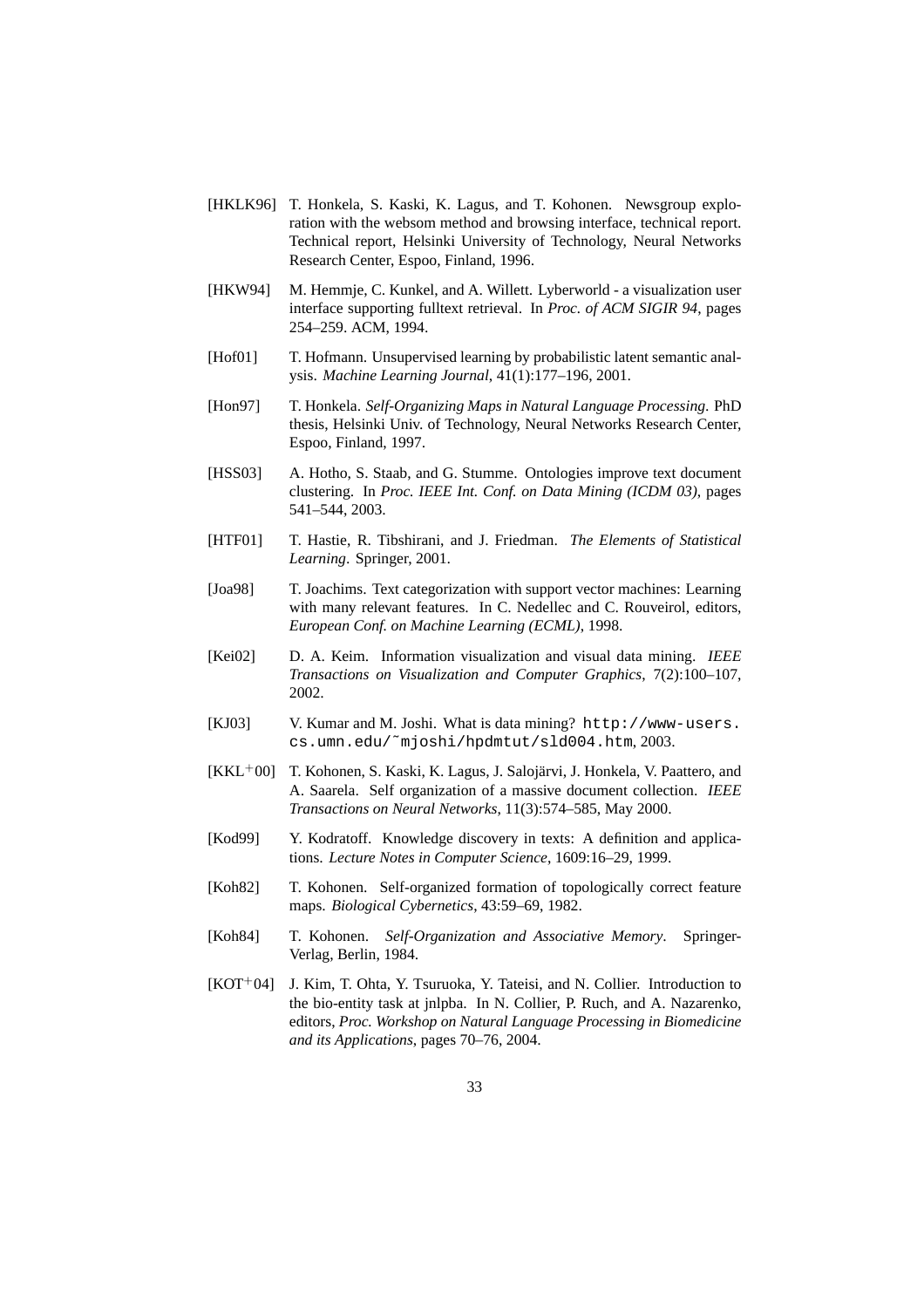[HKLK96] T. Honkela, S. Kaski, K. Lagus, and T. Kohonen. Newsgroup exploration with the websom method and browsing interface, technical report. Technical report, Helsinki University of Technology, Neural Networks Research Center, Espoo, Finland, 1996.

[HKW94] M. Hemmje, C. Kunkel, and A. Willett. Lyberworld - a visualization user interface supporting fulltext retrieval. In *Proc. of ACM SIGIR 94*, pages 254–259. ACM, 1994.

[Hof01] T. Hofmann. Unsupervised learning by probabilistic latent semantic analysis. *Machine Learning Journal*, 41(1):177–196, 2001.

[Hon97] T. Honkela. *Self-Organizing Maps in Natural Language Processing*. PhD thesis, Helsinki Univ. of Technology, Neural Networks Research Center, Espoo, Finland, 1997.

[HSS03] A. Hotho, S. Staab, and G. Stumme. Ontologies improve text document clustering. In *Proc. IEEE Int. Conf. on Data Mining (ICDM 03)*, pages 541–544, 2003.

[HTF01] T. Hastie, R. Tibshirani, and J. Friedman. *The Elements of Statistical Learning*. Springer, 2001.

[Joa98] T. Joachims. Text categorization with support vector machines: Learning with many relevant features. In C. Nedellec and C. Rouveirol, editors, *European Conf. on Machine Learning (ECML)*, 1998.

[Kei02] D. A. Keim. Information visualization and visual data mining. *IEEE Transactions on Visualization and Computer Graphics*, 7(2):100–107, 2002.

[KJ03] V. Kumar and M. Joshi. What is data mining? `http://www-users.cs.umn.edu/~mjoshi/hpdmtut/sld004.htm`, 2003.

[KKL+00] T. Kohonen, S. Kaski, K. Lagus, J. Salojärvi, J. Honkela, V. Paattero, and A. Saarela. Self organization of a massive document collection. *IEEE Transactions on Neural Networks*, 11(3):574–585, May 2000.

[Kod99] Y. Kodratoff. Knowledge discovery in texts: A definition and applications. *Lecture Notes in Computer Science*, 1609:16–29, 1999.

[Koh82] T. Kohonen. Self-organized formation of topologically correct feature maps. *Biological Cybernetics*, 43:59–69, 1982.

[Koh84] T. Kohonen. *Self-Organization and Associative Memory*. Springer-Verlag, Berlin, 1984.

[KOT+04] J. Kim, T. Ohta, Y. Tsuruoka, Y. Tateisi, and N. Collier. Introduction to the bio-entity task at jnlpba. In N. Collier, P. Ruch, and A. Nazarenko, editors, *Proc. Workshop on Natural Language Processing in Biomedicine and its Applications*, pages 70–76, 2004.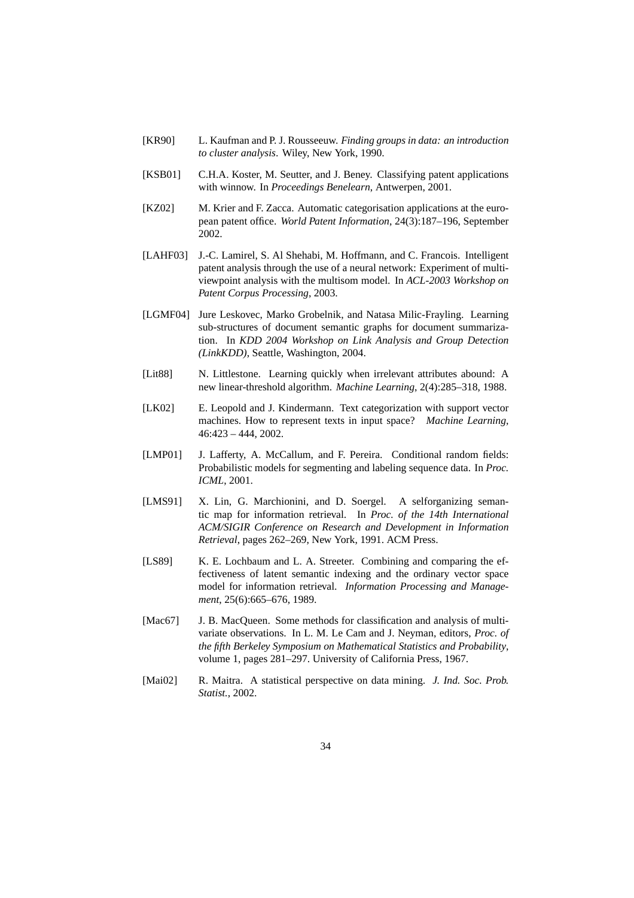[KR90] L. Kaufman and P. J. Rousseeuw. *Finding groups in data: an introduction to cluster analysis*. Wiley, New York, 1990.

[KSB01] C.H.A. Koster, M. Seutter, and J. Beney. Classifying patent applications with winnow. In *Proceedings Benelearn*, Antwerpen, 2001.

[KZ02] M. Krier and F. Zacca. Automatic categorisation applications at the european patent office. *World Patent Information*, 24(3):187–196, September 2002.

[LAHF03] J.-C. Lamirel, S. Al Shehabi, M. Hoffmann, and C. Francois. Intelligent patent analysis through the use of a neural network: Experiment of multi-viewpoint analysis with the multisom model. In *ACL-2003 Workshop on Patent Corpus Processing*, 2003.

[LGMF04] Jure Leskovec, Marko Grobelnik, and Natasa Milic-Frayling. Learning sub-structures of document semantic graphs for document summarization. In *KDD 2004 Workshop on Link Analysis and Group Detection (LinkKDD)*, Seattle, Washington, 2004.

[Lit88] N. Littlestone. Learning quickly when irrelevant attributes abound: A new linear-threshold algorithm. *Machine Learning*, 2(4):285–318, 1988.

[LK02] E. Leopold and J. Kindermann. Text categorization with support vector machines. How to represent texts in input space? *Machine Learning*, 46:423 – 444, 2002.

[LMP01] J. Lafferty, A. McCallum, and F. Pereira. Conditional random fields: Probabilistic models for segmenting and labeling sequence data. In *Proc. ICML*, 2001.

[LMS91] X. Lin, G. Marchionini, and D. Soergel. A selforganizing semantic map for information retrieval. In *Proc. of the 14th International ACM/SIGIR Conference on Research and Development in Information Retrieval*, pages 262–269, New York, 1991. ACM Press.

[LS89] K. E. Lochbaum and L. A. Streeter. Combining and comparing the effectiveness of latent semantic indexing and the ordinary vector space model for information retrieval. *Information Processing and Management*, 25(6):665–676, 1989.

[Mac67] J. B. MacQueen. Some methods for classification and analysis of multivariate observations. In L. M. Le Cam and J. Neyman, editors, *Proc. of the fifth Berkeley Symposium on Mathematical Statistics and Probability*, volume 1, pages 281–297. University of California Press, 1967.

[Mai02] R. Maitra. A statistical perspective on data mining. *J. Ind. Soc. Prob. Statist.*, 2002.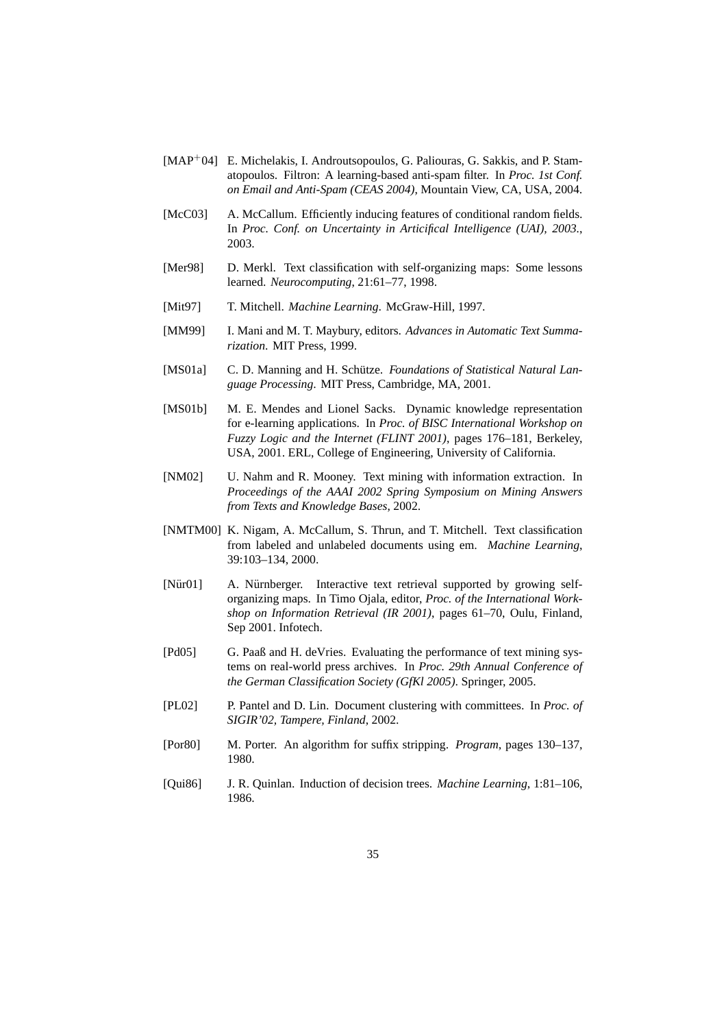[MAP+04] E. Michelakis, I. Androutsopoulos, G. Paliouras, G. Sakkis, and P. Stamatopoulos. Filtron: A learning-based anti-spam filter. In *Proc. 1st Conf. on Email and Anti-Spam (CEAS 2004)*, Mountain View, CA, USA, 2004.

[McC03] A. McCallum. Efficiently inducing features of conditional random fields. In *Proc. Conf. on Uncertainty in Articifical Intelligence (UAI), 2003.*, 2003.

[Mer98] D. Merkl. Text classification with self-organizing maps: Some lessons learned. *Neurocomputing*, 21:61–77, 1998.

[Mit97] T. Mitchell. *Machine Learning*. McGraw-Hill, 1997.

[MM99] I. Mani and M. T. Maybury, editors. *Advances in Automatic Text Summarization*. MIT Press, 1999.

[MS01a] C. D. Manning and H. Schütze. *Foundations of Statistical Natural Language Processing*. MIT Press, Cambridge, MA, 2001.

[MS01b] M. E. Mendes and Lionel Sacks. Dynamic knowledge representation for e-learning applications. In *Proc. of BISC International Workshop on Fuzzy Logic and the Internet (FLINT 2001)*, pages 176–181, Berkeley, USA, 2001. ERL, College of Engineering, University of California.

[NM02] U. Nahm and R. Mooney. Text mining with information extraction. In *Proceedings of the AAAI 2002 Spring Symposium on Mining Answers from Texts and Knowledge Bases*, 2002.

[NMTM00] K. Nigam, A. McCallum, S. Thrun, and T. Mitchell. Text classification from labeled and unlabeled documents using em. *Machine Learning*, 39:103–134, 2000.

[Nür01] A. Nürnberger. Interactive text retrieval supported by growing self-organizing maps. In Timo Ojala, editor, *Proc. of the International Workshop on Information Retrieval (IR 2001)*, pages 61–70, Oulu, Finland, Sep 2001. Infotech.

[Pd05] G. Paaß and H. deVries. Evaluating the performance of text mining systems on real-world press archives. In *Proc. 29th Annual Conference of the German Classification Society (GfKl 2005)*. Springer, 2005.

[PL02] P. Pantel and D. Lin. Document clustering with committees. In *Proc. of SIGIR'02, Tampere, Finland*, 2002.

[Por80] M. Porter. An algorithm for suffix stripping. *Program*, pages 130–137, 1980.

[Qui86] J. R. Quinlan. Induction of decision trees. *Machine Learning*, 1:81–106, 1986.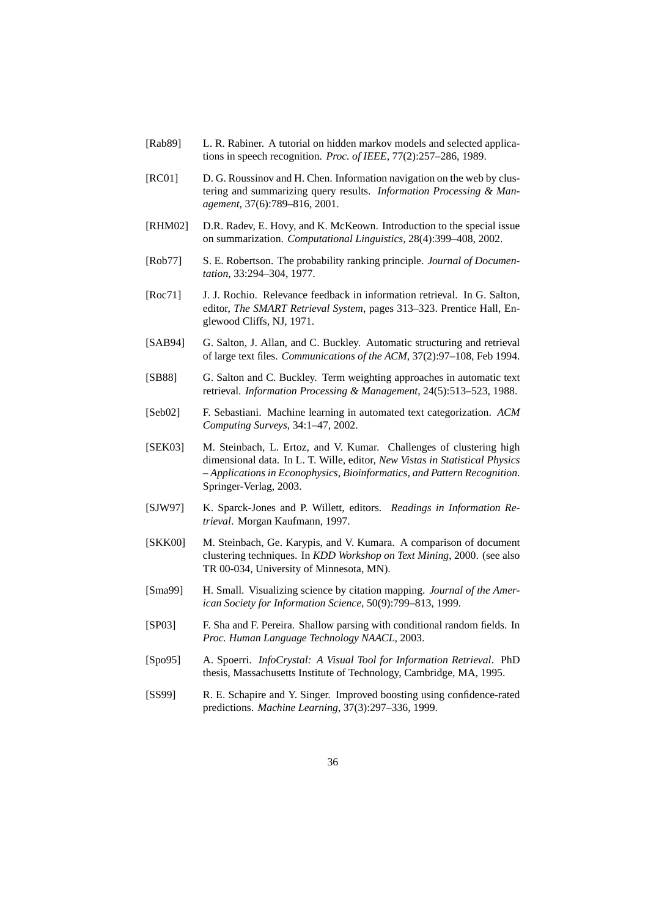[Rab89] L. R. Rabiner. A tutorial on hidden markov models and selected applications in speech recognition. *Proc. of IEEE*, 77(2):257–286, 1989.

[RC01] D. G. Roussinov and H. Chen. Information navigation on the web by clustering and summarizing query results. *Information Processing & Management*, 37(6):789–816, 2001.

[RHM02] D.R. Radev, E. Hovy, and K. McKeown. Introduction to the special issue on summarization. *Computational Linguistics*, 28(4):399–408, 2002.

[Rob77] S. E. Robertson. The probability ranking principle. *Journal of Documentation*, 33:294–304, 1977.

[Roc71] J. J. Rochio. Relevance feedback in information retrieval. In G. Salton, editor, *The SMART Retrieval System*, pages 313–323. Prentice Hall, Englewood Cliffs, NJ, 1971.

[SAB94] G. Salton, J. Allan, and C. Buckley. Automatic structuring and retrieval of large text files. *Communications of the ACM*, 37(2):97–108, Feb 1994.

[SB88] G. Salton and C. Buckley. Term weighting approaches in automatic text retrieval. *Information Processing & Management*, 24(5):513–523, 1988.

[Seb02] F. Sebastiani. Machine learning in automated text categorization. *ACM Computing Surveys*, 34:1–47, 2002.

[SEK03] M. Steinbach, L. Ertoz, and V. Kumar. Challenges of clustering high dimensional data. In L. T. Wille, editor, *New Vistas in Statistical Physics – Applications in Econophysics, Bioinformatics, and Pattern Recognition*. Springer-Verlag, 2003.

[SJW97] K. Sparck-Jones and P. Willett, editors. *Readings in Information Retrieval*. Morgan Kaufmann, 1997.

[SKK00] M. Steinbach, Ge. Karypis, and V. Kumara. A comparison of document clustering techniques. In *KDD Workshop on Text Mining*, 2000. (see also TR 00-034, University of Minnesota, MN).

[Sma99] H. Small. Visualizing science by citation mapping. *Journal of the American Society for Information Science*, 50(9):799–813, 1999.

[SP03] F. Sha and F. Pereira. Shallow parsing with conditional random fields. In *Proc. Human Language Technology NAACL*, 2003.

[Spo95] A. Spoerri. *InfoCrystal: A Visual Tool for Information Retrieval*. PhD thesis, Massachusetts Institute of Technology, Cambridge, MA, 1995.

[SS99] R. E. Schapire and Y. Singer. Improved boosting using confidence-rated predictions. *Machine Learning*, 37(3):297–336, 1999.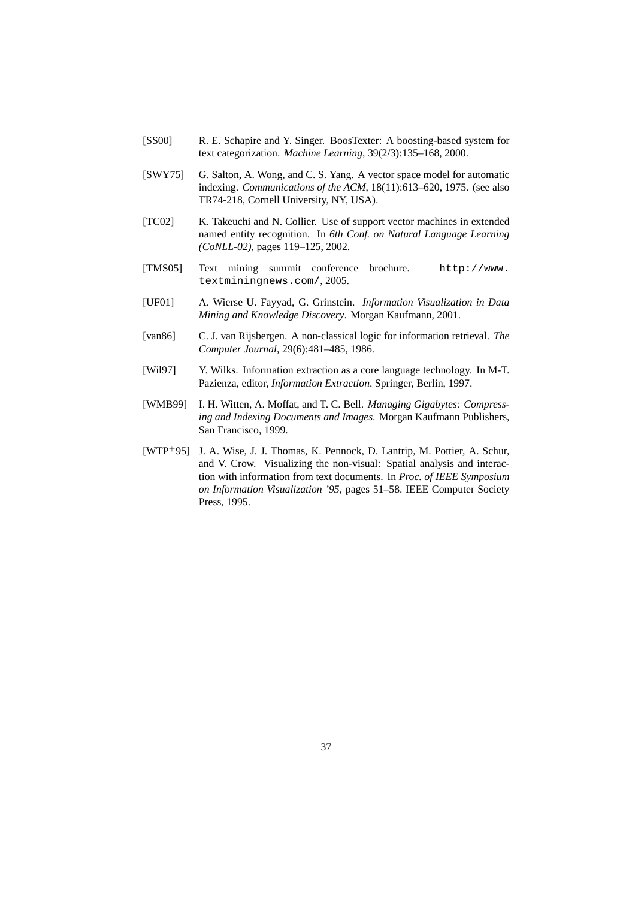[SS00] R. E. Schapire and Y. Singer. BoosTexter: A boosting-based system for text categorization. *Machine Learning*, 39(2/3):135–168, 2000.

[SWY75] G. Salton, A. Wong, and C. S. Yang. A vector space model for automatic indexing. *Communications of the ACM*, 18(11):613–620, 1975. (see also TR74-218, Cornell University, NY, USA).

[TC02] K. Takeuchi and N. Collier. Use of support vector machines in extended named entity recognition. In *6th Conf. on Natural Language Learning (CoNLL-02)*, pages 119–125, 2002.

[TMS05] Text mining summit conference brochure. `http://www.textminingnews.com/`, 2005.

[UF01] A. Wierse U. Fayyad, G. Grinstein. *Information Visualization in Data Mining and Knowledge Discovery*. Morgan Kaufmann, 2001.

[van86] C. J. van Rijsbergen. A non-classical logic for information retrieval. *The Computer Journal*, 29(6):481–485, 1986.

[Wil97] Y. Wilks. Information extraction as a core language technology. In M-T. Pazienza, editor, *Information Extraction*. Springer, Berlin, 1997.

[WMB99] I. H. Witten, A. Moffat, and T. C. Bell. *Managing Gigabytes: Compressing and Indexing Documents and Images*. Morgan Kaufmann Publishers, San Francisco, 1999.

[WTP+95] J. A. Wise, J. J. Thomas, K. Pennock, D. Lantrip, M. Pottier, A. Schur, and V. Crow. Visualizing the non-visual: Spatial analysis and interaction with information from text documents. In *Proc. of IEEE Symposium on Information Visualization '95*, pages 51–58. IEEE Computer Society Press, 1995.